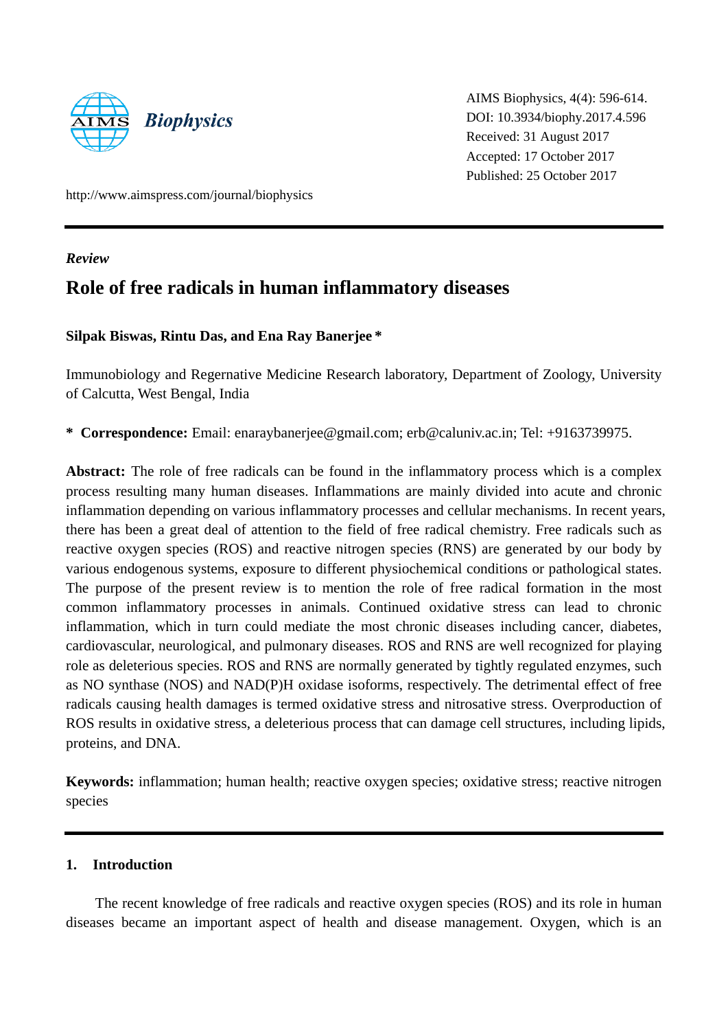AIMS Biophysics, 4(4): 596-614.
DOI: 10.3934/biophy.2017.4.596
Received: 31 August 2017
Accepted: 17 October 2017
Published: 25 October 2017

http://www.aimspress.com/journal/biophysics

*Review*

# Role of free radicals in human inflammatory diseases

**Silpak Biswas, Rintu Das, and Ena Ray Banerjee \***

Immunobiology and Regernative Medicine Research laboratory, Department of Zoology, University of Calcutta, West Bengal, India

**\* Correspondence:** Email: enaraybanerjee@gmail.com; erb@caluniv.ac.in; Tel: +9163739975.

**Abstract:** The role of free radicals can be found in the inflammatory process which is a complex process resulting many human diseases. Inflammations are mainly divided into acute and chronic inflammation depending on various inflammatory processes and cellular mechanisms. In recent years, there has been a great deal of attention to the field of free radical chemistry. Free radicals such as reactive oxygen species (ROS) and reactive nitrogen species (RNS) are generated by our body by various endogenous systems, exposure to different physiochemical conditions or pathological states. The purpose of the present review is to mention the role of free radical formation in the most common inflammatory processes in animals. Continued oxidative stress can lead to chronic inflammation, which in turn could mediate the most chronic diseases including cancer, diabetes, cardiovascular, neurological, and pulmonary diseases. ROS and RNS are well recognized for playing role as deleterious species. ROS and RNS are normally generated by tightly regulated enzymes, such as NO synthase (NOS) and NAD(P)H oxidase isoforms, respectively. The detrimental effect of free radicals causing health damages is termed oxidative stress and nitrosative stress. Overproduction of ROS results in oxidative stress, a deleterious process that can damage cell structures, including lipids, proteins, and DNA.

**Keywords:** inflammation; human health; reactive oxygen species; oxidative stress; reactive nitrogen species

## 1. Introduction

The recent knowledge of free radicals and reactive oxygen species (ROS) and its role in human diseases became an important aspect of health and disease management. Oxygen, which is an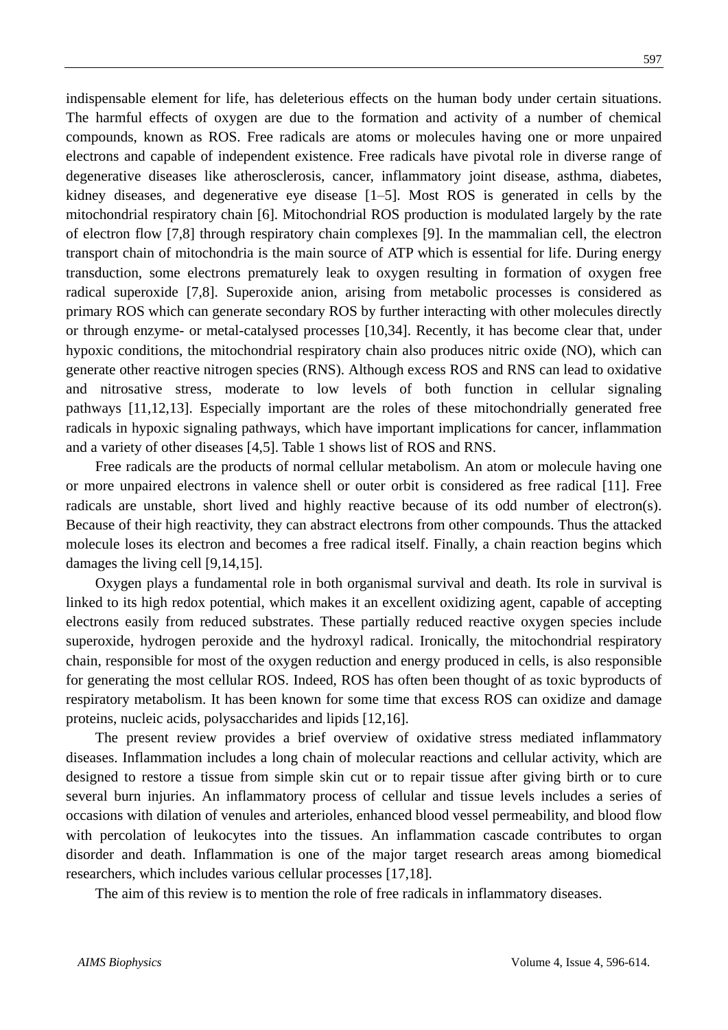indispensable element for life, has deleterious effects on the human body under certain situations. The harmful effects of oxygen are due to the formation and activity of a number of chemical compounds, known as ROS. Free radicals are atoms or molecules having one or more unpaired electrons and capable of independent existence. Free radicals have pivotal role in diverse range of degenerative diseases like atherosclerosis, cancer, inflammatory joint disease, asthma, diabetes, kidney diseases, and degenerative eye disease [1–5]. Most ROS is generated in cells by the mitochondrial respiratory chain [6]. Mitochondrial ROS production is modulated largely by the rate of electron flow [7,8] through respiratory chain complexes [9]. In the mammalian cell, the electron transport chain of mitochondria is the main source of ATP which is essential for life. During energy transduction, some electrons prematurely leak to oxygen resulting in formation of oxygen free radical superoxide [7,8]. Superoxide anion, arising from metabolic processes is considered as primary ROS which can generate secondary ROS by further interacting with other molecules directly or through enzyme- or metal-catalysed processes [10,34]. Recently, it has become clear that, under hypoxic conditions, the mitochondrial respiratory chain also produces nitric oxide (NO), which can generate other reactive nitrogen species (RNS). Although excess ROS and RNS can lead to oxidative and nitrosative stress, moderate to low levels of both function in cellular signaling pathways [11,12,13]. Especially important are the roles of these mitochondrially generated free radicals in hypoxic signaling pathways, which have important implications for cancer, inflammation and a variety of other diseases [4,5]. Table 1 shows list of ROS and RNS.

Free radicals are the products of normal cellular metabolism. An atom or molecule having one or more unpaired electrons in valence shell or outer orbit is considered as free radical [11]. Free radicals are unstable, short lived and highly reactive because of its odd number of electron(s). Because of their high reactivity, they can abstract electrons from other compounds. Thus the attacked molecule loses its electron and becomes a free radical itself. Finally, a chain reaction begins which damages the living cell [9,14,15].

Oxygen plays a fundamental role in both organismal survival and death. Its role in survival is linked to its high redox potential, which makes it an excellent oxidizing agent, capable of accepting electrons easily from reduced substrates. These partially reduced reactive oxygen species include superoxide, hydrogen peroxide and the hydroxyl radical. Ironically, the mitochondrial respiratory chain, responsible for most of the oxygen reduction and energy produced in cells, is also responsible for generating the most cellular ROS. Indeed, ROS has often been thought of as toxic byproducts of respiratory metabolism. It has been known for some time that excess ROS can oxidize and damage proteins, nucleic acids, polysaccharides and lipids [12,16].

The present review provides a brief overview of oxidative stress mediated inflammatory diseases. Inflammation includes a long chain of molecular reactions and cellular activity, which are designed to restore a tissue from simple skin cut or to repair tissue after giving birth or to cure several burn injuries. An inflammatory process of cellular and tissue levels includes a series of occasions with dilation of venules and arterioles, enhanced blood vessel permeability, and blood flow with percolation of leukocytes into the tissues. An inflammation cascade contributes to organ disorder and death. Inflammation is one of the major target research areas among biomedical researchers, which includes various cellular processes [17,18].

The aim of this review is to mention the role of free radicals in inflammatory diseases.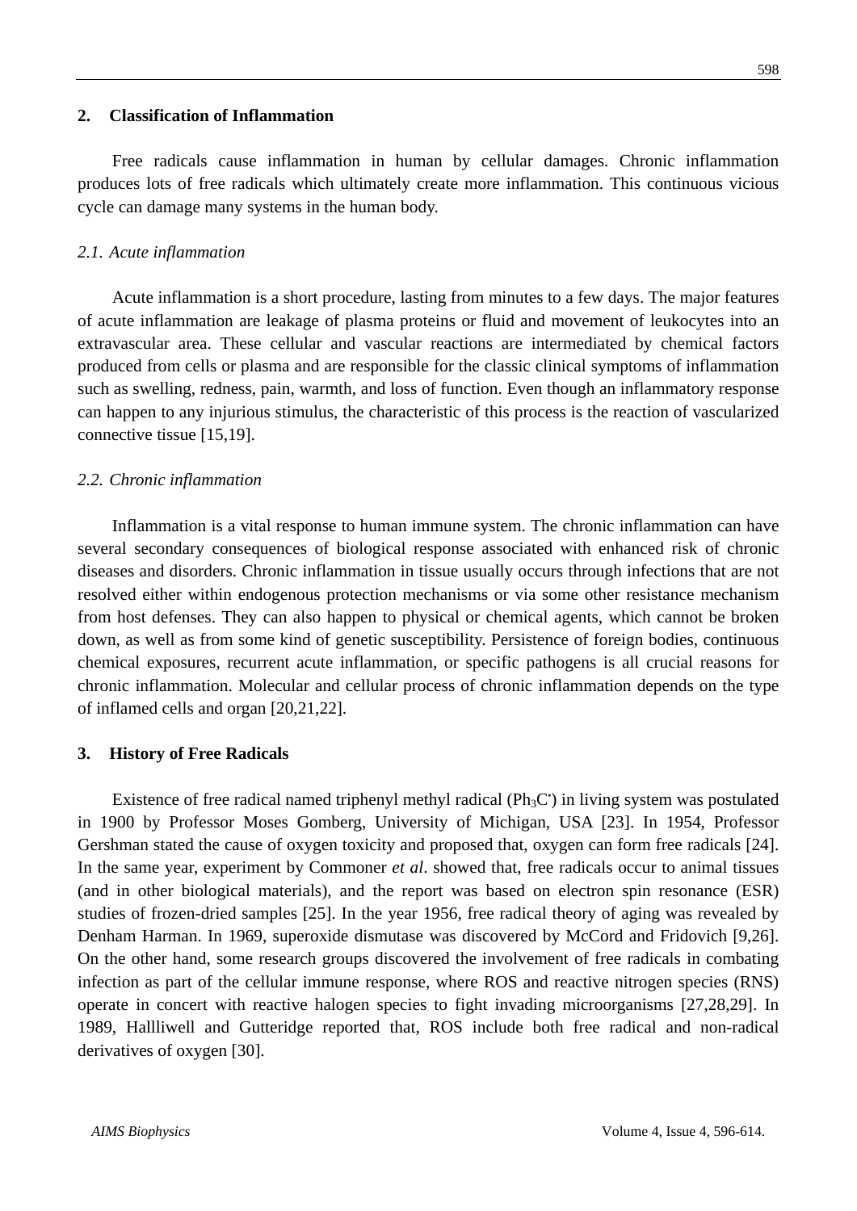## 2. Classification of Inflammation

Free radicals cause inflammation in human by cellular damages. Chronic inflammation produces lots of free radicals which ultimately create more inflammation. This continuous vicious cycle can damage many systems in the human body.

### *2.1. Acute inflammation*

Acute inflammation is a short procedure, lasting from minutes to a few days. The major features of acute inflammation are leakage of plasma proteins or fluid and movement of leukocytes into an extravascular area. These cellular and vascular reactions are intermediated by chemical factors produced from cells or plasma and are responsible for the classic clinical symptoms of inflammation such as swelling, redness, pain, warmth, and loss of function. Even though an inflammatory response can happen to any injurious stimulus, the characteristic of this process is the reaction of vascularized connective tissue [15,19].

### *2.2. Chronic inflammation*

Inflammation is a vital response to human immune system. The chronic inflammation can have several secondary consequences of biological response associated with enhanced risk of chronic diseases and disorders. Chronic inflammation in tissue usually occurs through infections that are not resolved either within endogenous protection mechanisms or via some other resistance mechanism from host defenses. They can also happen to physical or chemical agents, which cannot be broken down, as well as from some kind of genetic susceptibility. Persistence of foreign bodies, continuous chemical exposures, recurrent acute inflammation, or specific pathogens is all crucial reasons for chronic inflammation. Molecular and cellular process of chronic inflammation depends on the type of inflamed cells and organ [20,21,22].

## 3. History of Free Radicals

Existence of free radical named triphenyl methyl radical ($Ph_3C^{\bullet}$) in living system was postulated in 1900 by Professor Moses Gomberg, University of Michigan, USA [23]. In 1954, Professor Gershman stated the cause of oxygen toxicity and proposed that, oxygen can form free radicals [24]. In the same year, experiment by Commoner *et al*. showed that, free radicals occur to animal tissues (and in other biological materials), and the report was based on electron spin resonance (ESR) studies of frozen-dried samples [25]. In the year 1956, free radical theory of aging was revealed by Denham Harman. In 1969, superoxide dismutase was discovered by McCord and Fridovich [9,26]. On the other hand, some research groups discovered the involvement of free radicals in combating infection as part of the cellular immune response, where ROS and reactive nitrogen species (RNS) operate in concert with reactive halogen species to fight invading microorganisms [27,28,29]. In 1989, Hallliwell and Gutteridge reported that, ROS include both free radical and non-radical derivatives of oxygen [30].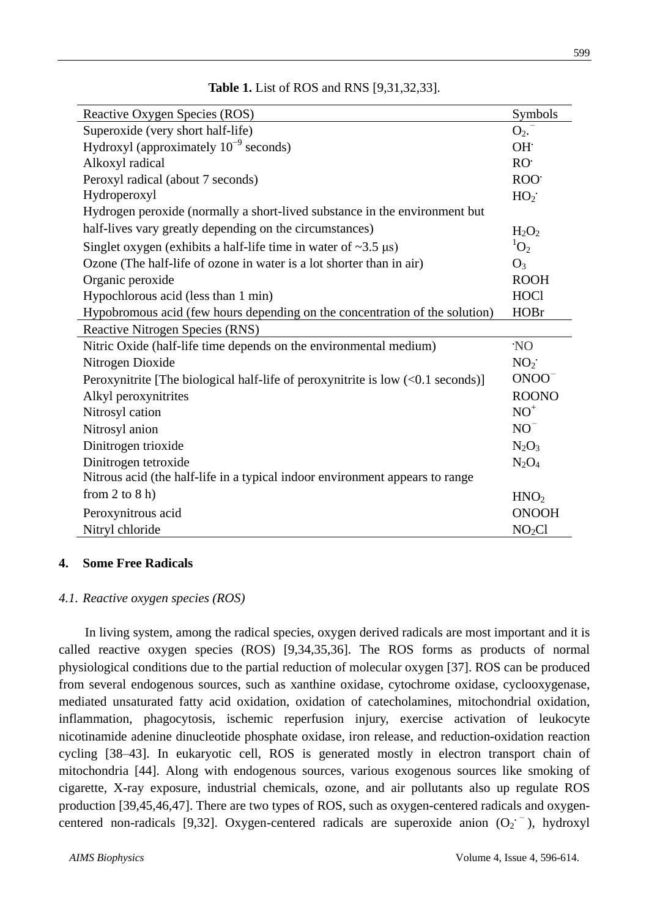**Table 1.** List of ROS and RNS [9,31,32,33].

| Reactive Oxygen Species (ROS) | Symbols |
|---|---|
| Superoxide (very short half-life) | $O_2.^-$ |
| Hydroxyl (approximately $10^{-9}$ seconds) | $OH^{\cdot}$ |
| Alkoxyl radical | $RO^{\cdot}$ |
| Peroxyl radical (about 7 seconds) | $ROO^{\cdot}$ |
| Hydroperoxyl | $HO_2^{\cdot}$ |
| Hydrogen peroxide (normally a short-lived substance in the environment but half-lives vary greatly depending on the circumstances) | $H_2O_2$ |
| Singlet oxygen (exhibits a half-life time in water of ~3.5 μs) | $^1O_2$ |
| Ozone (The half-life of ozone in water is a lot shorter than in air) | $O_3$ |
| Organic peroxide | ROOH |
| Hypochlorous acid (less than 1 min) | HOCl |
| Hypobromous acid (few hours depending on the concentration of the solution) | HOBr |
| **Reactive Nitrogen Species (RNS)** | |
| Nitric Oxide (half-life time depends on the environmental medium) | $^{\cdot}NO$ |
| Nitrogen Dioxide | $NO_2^{\cdot}$ |
| Peroxynitrite [The biological half-life of peroxynitrite is low (<0.1 seconds)] | $ONOO^-$ |
| Alkyl peroxynitrites | ROONO |
| Nitrosyl cation | $NO^+$ |
| Nitrosyl anion | $NO^-$ |
| Dinitrogen trioxide | $N_2O_3$ |
| Dinitrogen tetroxide | $N_2O_4$ |
| Nitrous acid (the half-life in a typical indoor environment appears to range from 2 to 8 h) | $HNO_2$ |
| Peroxynitrous acid | ONOOH |
| Nitryl chloride | $NO_2Cl$ |

## 4. Some Free Radicals

### 4.1. Reactive oxygen species (ROS)

In living system, among the radical species, oxygen derived radicals are most important and it is called reactive oxygen species (ROS) [9,34,35,36]. The ROS forms as products of normal physiological conditions due to the partial reduction of molecular oxygen [37]. ROS can be produced from several endogenous sources, such as xanthine oxidase, cytochrome oxidase, cyclooxygenase, mediated unsaturated fatty acid oxidation, oxidation of catecholamines, mitochondrial oxidation, inflammation, phagocytosis, ischemic reperfusion injury, exercise activation of leukocyte nicotinamide adenine dinucleotide phosphate oxidase, iron release, and reduction-oxidation reaction cycling [38–43]. In eukaryotic cell, ROS is generated mostly in electron transport chain of mitochondria [44]. Along with endogenous sources, various exogenous sources like smoking of cigarette, X-ray exposure, industrial chemicals, ozone, and air pollutants also up regulate ROS production [39,45,46,47]. There are two types of ROS, such as oxygen-centered radicals and oxygen-centered non-radicals [9,32]. Oxygen-centered radicals are superoxide anion ($O_2^{\cdot -}$), hydroxyl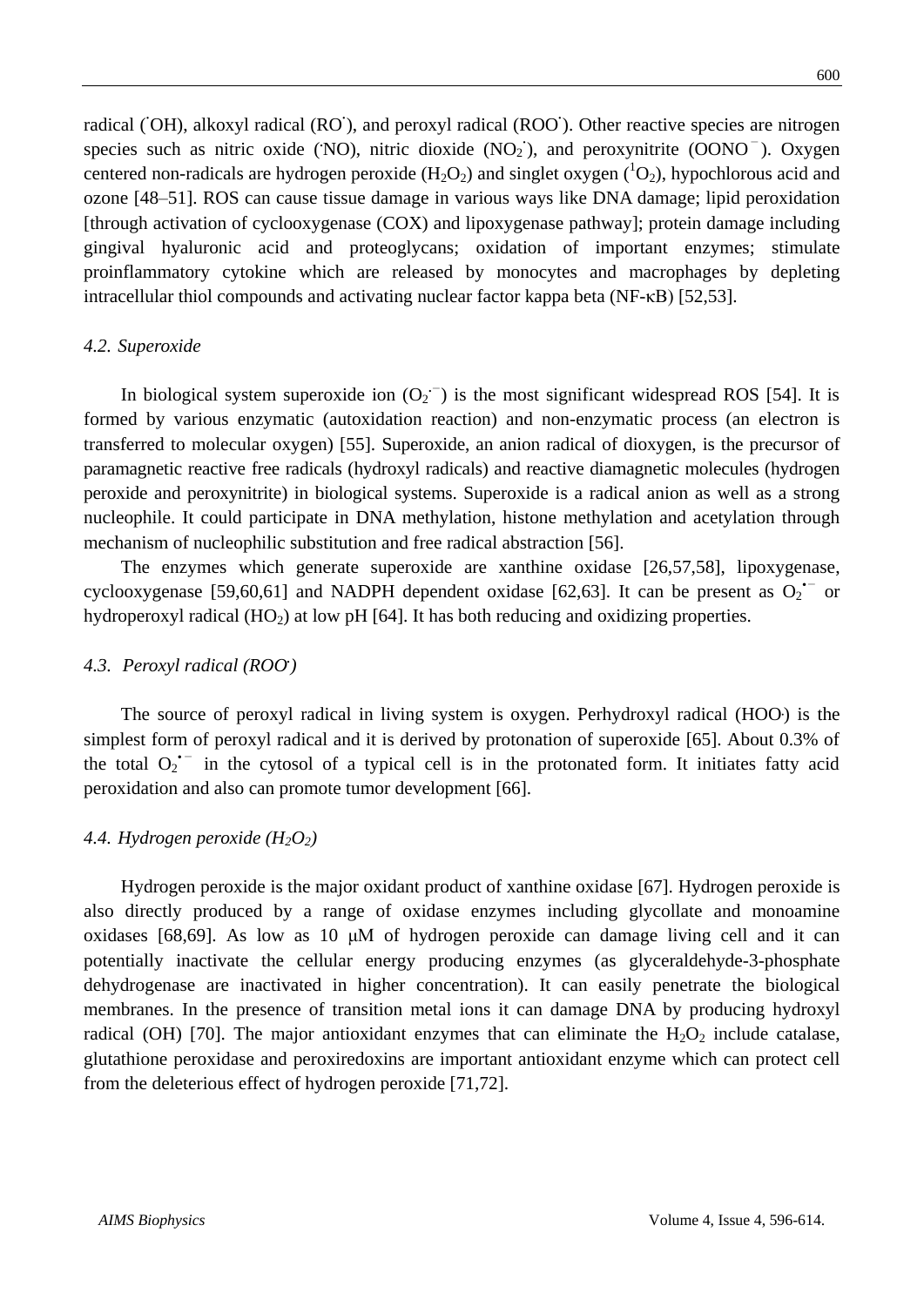radical ($^{\cdot}OH$), alkoxyl radical ($RO^{\cdot}$), and peroxyl radical ($ROO^{\cdot}$). Other reactive species are nitrogen species such as nitric oxide ($^{\cdot}NO$), nitric dioxide ($NO_2^{\cdot}$), and peroxynitrite ($OONO^-$). Oxygen centered non-radicals are hydrogen peroxide ($H_2O_2$) and singlet oxygen ($^1O_2$), hypochlorous acid and ozone [48–51]. ROS can cause tissue damage in various ways like DNA damage; lipid peroxidation [through activation of cyclooxygenase (COX) and lipoxygenase pathway]; protein damage including gingival hyaluronic acid and proteoglycans; oxidation of important enzymes; stimulate proinflammatory cytokine which are released by monocytes and macrophages by depleting intracellular thiol compounds and activating nuclear factor kappa beta (NF-κB) [52,53].

### 4.2. Superoxide

In biological system superoxide ion ($O_2^{\cdot-}$) is the most significant widespread ROS [54]. It is formed by various enzymatic (autoxidation reaction) and non-enzymatic process (an electron is transferred to molecular oxygen) [55]. Superoxide, an anion radical of dioxygen, is the precursor of paramagnetic reactive free radicals (hydroxyl radicals) and reactive diamagnetic molecules (hydrogen peroxide and peroxynitrite) in biological systems. Superoxide is a radical anion as well as a strong nucleophile. It could participate in DNA methylation, histone methylation and acetylation through mechanism of nucleophilic substitution and free radical abstraction [56].

The enzymes which generate superoxide are xanthine oxidase [26,57,58], lipoxygenase, cyclooxygenase [59,60,61] and NADPH dependent oxidase [62,63]. It can be present as $O_2^{\bullet-}$ or hydroperoxyl radical ($HO_2$) at low pH [64]. It has both reducing and oxidizing properties.

### 4.3. Peroxyl radical ($ROO^{\cdot}$)

The source of peroxyl radical in living system is oxygen. Perhydroxyl radical ($HOO^{\cdot}$) is the simplest form of peroxyl radical and it is derived by protonation of superoxide [65]. About 0.3% of the total $O_2^{\bullet-}$ in the cytosol of a typical cell is in the protonated form. It initiates fatty acid peroxidation and also can promote tumor development [66].

### 4.4. Hydrogen peroxide ($H_2O_2$)

Hydrogen peroxide is the major oxidant product of xanthine oxidase [67]. Hydrogen peroxide is also directly produced by a range of oxidase enzymes including glycollate and monoamine oxidases [68,69]. As low as 10 μM of hydrogen peroxide can damage living cell and it can potentially inactivate the cellular energy producing enzymes (as glyceraldehyde-3-phosphate dehydrogenase are inactivated in higher concentration). It can easily penetrate the biological membranes. In the presence of transition metal ions it can damage DNA by producing hydroxyl radical (OH) [70]. The major antioxidant enzymes that can eliminate the $H_2O_2$ include catalase, glutathione peroxidase and peroxiredoxins are important antioxidant enzyme which can protect cell from the deleterious effect of hydrogen peroxide [71,72].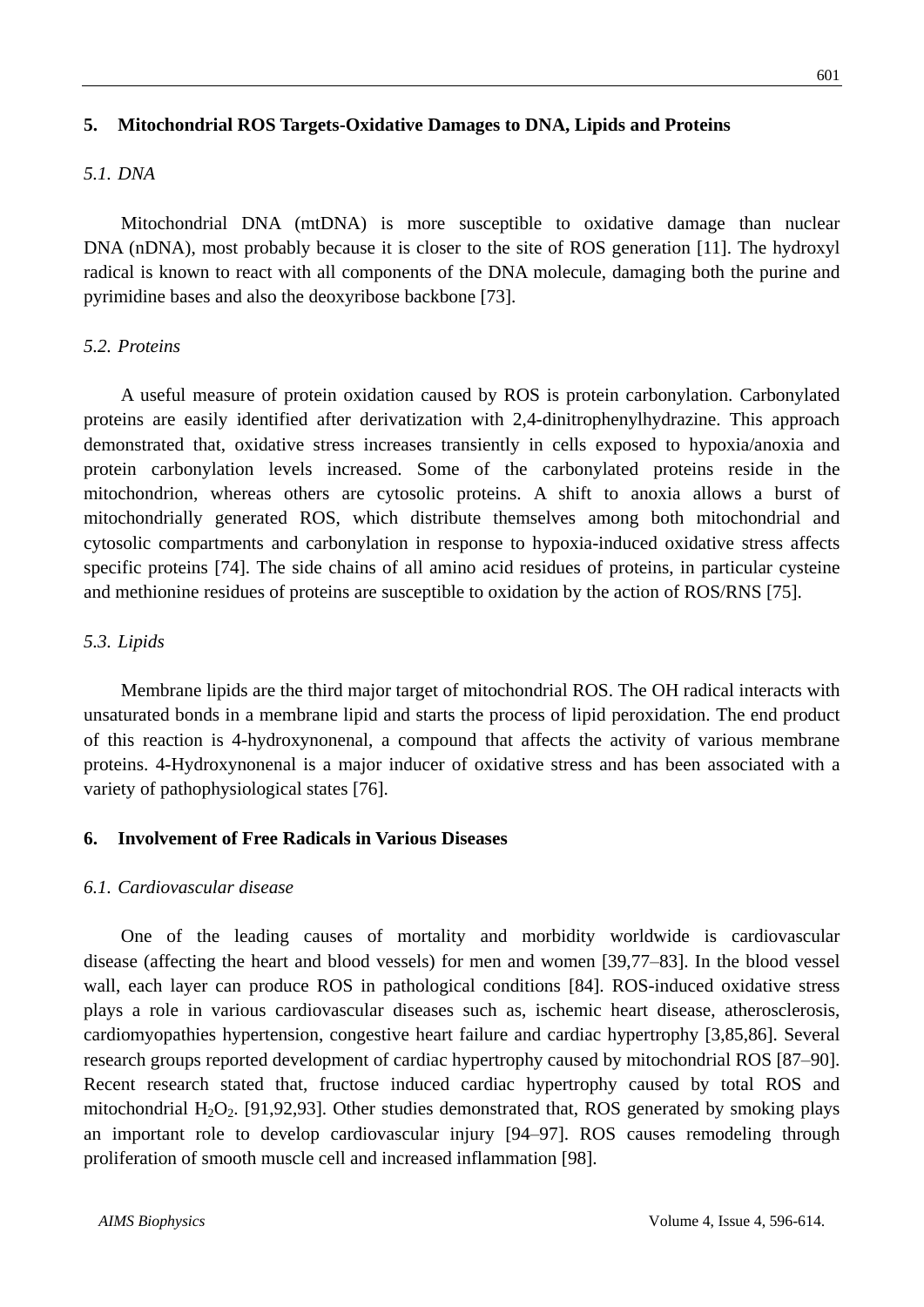## 5. Mitochondrial ROS Targets-Oxidative Damages to DNA, Lipids and Proteins

### *5.1. DNA*

Mitochondrial DNA (mtDNA) is more susceptible to oxidative damage than nuclear DNA (nDNA), most probably because it is closer to the site of ROS generation [11]. The hydroxyl radical is known to react with all components of the DNA molecule, damaging both the purine and pyrimidine bases and also the deoxyribose backbone [73].

### *5.2. Proteins*

A useful measure of protein oxidation caused by ROS is protein carbonylation. Carbonylated proteins are easily identified after derivatization with 2,4-dinitrophenylhydrazine. This approach demonstrated that, oxidative stress increases transiently in cells exposed to hypoxia/anoxia and protein carbonylation levels increased. Some of the carbonylated proteins reside in the mitochondrion, whereas others are cytosolic proteins. A shift to anoxia allows a burst of mitochondrially generated ROS, which distribute themselves among both mitochondrial and cytosolic compartments and carbonylation in response to hypoxia-induced oxidative stress affects specific proteins [74]. The side chains of all amino acid residues of proteins, in particular cysteine and methionine residues of proteins are susceptible to oxidation by the action of ROS/RNS [75].

### *5.3. Lipids*

Membrane lipids are the third major target of mitochondrial ROS. The OH radical interacts with unsaturated bonds in a membrane lipid and starts the process of lipid peroxidation. The end product of this reaction is 4-hydroxynonenal, a compound that affects the activity of various membrane proteins. 4-Hydroxynonenal is a major inducer of oxidative stress and has been associated with a variety of pathophysiological states [76].

## 6. Involvement of Free Radicals in Various Diseases

### *6.1. Cardiovascular disease*

One of the leading causes of mortality and morbidity worldwide is cardiovascular disease (affecting the heart and blood vessels) for men and women [39,77–83]. In the blood vessel wall, each layer can produce ROS in pathological conditions [84]. ROS-induced oxidative stress plays a role in various cardiovascular diseases such as, ischemic heart disease, atherosclerosis, cardiomyopathies hypertension, congestive heart failure and cardiac hypertrophy [3,85,86]. Several research groups reported development of cardiac hypertrophy caused by mitochondrial ROS [87–90]. Recent research stated that, fructose induced cardiac hypertrophy caused by total ROS and mitochondrial $H_2O_2$. [91,92,93]. Other studies demonstrated that, ROS generated by smoking plays an important role to develop cardiovascular injury [94–97]. ROS causes remodeling through proliferation of smooth muscle cell and increased inflammation [98].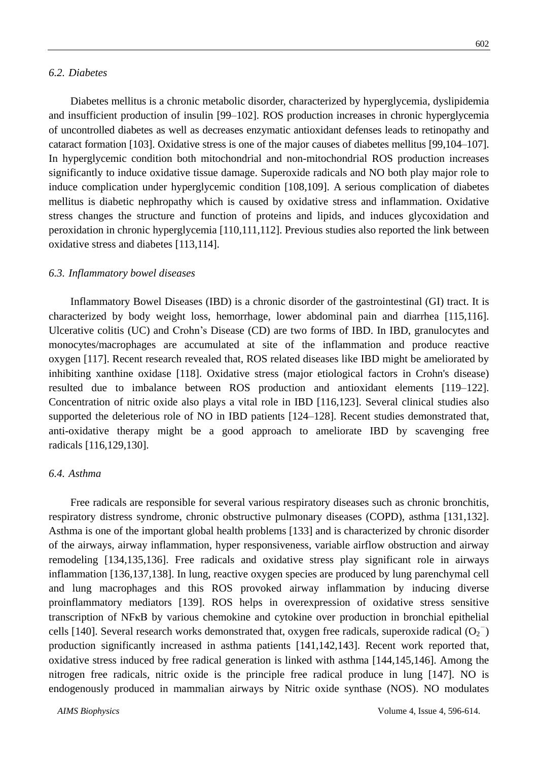### *6.2. Diabetes*

Diabetes mellitus is a chronic metabolic disorder, characterized by hyperglycemia, dyslipidemia and insufficient production of insulin [99–102]. ROS production increases in chronic hyperglycemia of uncontrolled diabetes as well as decreases enzymatic antioxidant defenses leads to retinopathy and cataract formation [103]. Oxidative stress is one of the major causes of diabetes mellitus [99,104–107]. In hyperglycemic condition both mitochondrial and non-mitochondrial ROS production increases significantly to induce oxidative tissue damage. Superoxide radicals and NO both play major role to induce complication under hyperglycemic condition [108,109]. A serious complication of diabetes mellitus is diabetic nephropathy which is caused by oxidative stress and inflammation. Oxidative stress changes the structure and function of proteins and lipids, and induces glycoxidation and peroxidation in chronic hyperglycemia [110,111,112]. Previous studies also reported the link between oxidative stress and diabetes [113,114].

### *6.3. Inflammatory bowel diseases*

Inflammatory Bowel Diseases (IBD) is a chronic disorder of the gastrointestinal (GI) tract. It is characterized by body weight loss, hemorrhage, lower abdominal pain and diarrhea [115,116]. Ulcerative colitis (UC) and Crohn's Disease (CD) are two forms of IBD. In IBD, granulocytes and monocytes/macrophages are accumulated at site of the inflammation and produce reactive oxygen [117]. Recent research revealed that, ROS related diseases like IBD might be ameliorated by inhibiting xanthine oxidase [118]. Oxidative stress (major etiological factors in Crohn's disease) resulted due to imbalance between ROS production and antioxidant elements [119–122]. Concentration of nitric oxide also plays a vital role in IBD [116,123]. Several clinical studies also supported the deleterious role of NO in IBD patients [124–128]. Recent studies demonstrated that, anti-oxidative therapy might be a good approach to ameliorate IBD by scavenging free radicals [116,129,130].

### *6.4. Asthma*

Free radicals are responsible for several various respiratory diseases such as chronic bronchitis, respiratory distress syndrome, chronic obstructive pulmonary diseases (COPD), asthma [131,132]. Asthma is one of the important global health problems [133] and is characterized by chronic disorder of the airways, airway inflammation, hyper responsiveness, variable airflow obstruction and airway remodeling [134,135,136]. Free radicals and oxidative stress play significant role in airways inflammation [136,137,138]. In lung, reactive oxygen species are produced by lung parenchymal cell and lung macrophages and this ROS provoked airway inflammation by inducing diverse proinflammatory mediators [139]. ROS helps in overexpression of oxidative stress sensitive transcription of NFκB by various chemokine and cytokine over production in bronchial epithelial cells [140]. Several research works demonstrated that, oxygen free radicals, superoxide radical ($O_2^-$) production significantly increased in asthma patients [141,142,143]. Recent work reported that, oxidative stress induced by free radical generation is linked with asthma [144,145,146]. Among the nitrogen free radicals, nitric oxide is the principle free radical produce in lung [147]. NO is endogenously produced in mammalian airways by Nitric oxide synthase (NOS). NO modulates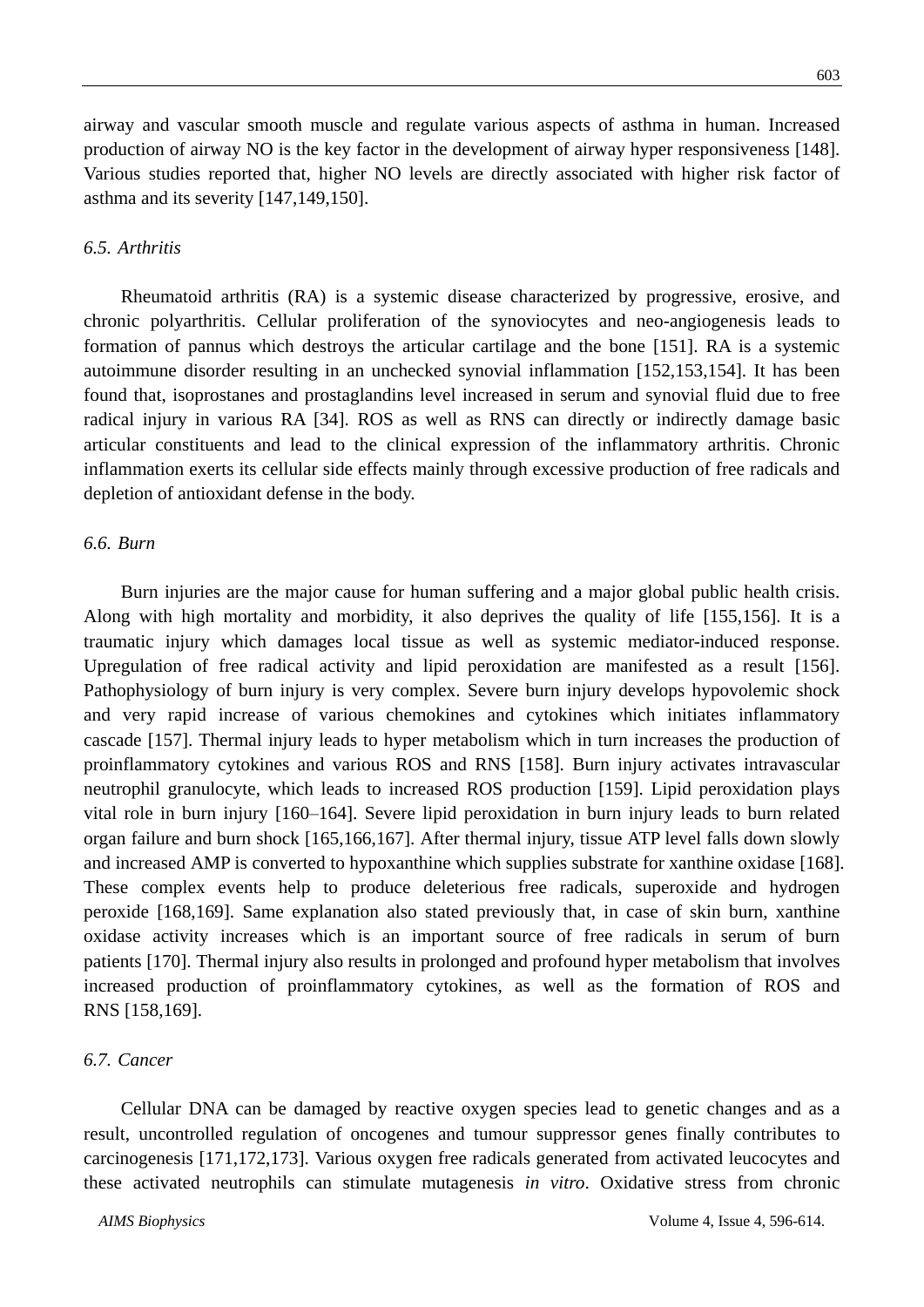airway and vascular smooth muscle and regulate various aspects of asthma in human. Increased production of airway NO is the key factor in the development of airway hyper responsiveness [148]. Various studies reported that, higher NO levels are directly associated with higher risk factor of asthma and its severity [147,149,150].

### 6.5. Arthritis

Rheumatoid arthritis (RA) is a systemic disease characterized by progressive, erosive, and chronic polyarthritis. Cellular proliferation of the synoviocytes and neo-angiogenesis leads to formation of pannus which destroys the articular cartilage and the bone [151]. RA is a systemic autoimmune disorder resulting in an unchecked synovial inflammation [152,153,154]. It has been found that, isoprostanes and prostaglandins level increased in serum and synovial fluid due to free radical injury in various RA [34]. ROS as well as RNS can directly or indirectly damage basic articular constituents and lead to the clinical expression of the inflammatory arthritis. Chronic inflammation exerts its cellular side effects mainly through excessive production of free radicals and depletion of antioxidant defense in the body.

### 6.6. Burn

Burn injuries are the major cause for human suffering and a major global public health crisis. Along with high mortality and morbidity, it also deprives the quality of life [155,156]. It is a traumatic injury which damages local tissue as well as systemic mediator-induced response. Upregulation of free radical activity and lipid peroxidation are manifested as a result [156]. Pathophysiology of burn injury is very complex. Severe burn injury develops hypovolemic shock and very rapid increase of various chemokines and cytokines which initiates inflammatory cascade [157]. Thermal injury leads to hyper metabolism which in turn increases the production of proinflammatory cytokines and various ROS and RNS [158]. Burn injury activates intravascular neutrophil granulocyte, which leads to increased ROS production [159]. Lipid peroxidation plays vital role in burn injury [160–164]. Severe lipid peroxidation in burn injury leads to burn related organ failure and burn shock [165,166,167]. After thermal injury, tissue ATP level falls down slowly and increased AMP is converted to hypoxanthine which supplies substrate for xanthine oxidase [168]. These complex events help to produce deleterious free radicals, superoxide and hydrogen peroxide [168,169]. Same explanation also stated previously that, in case of skin burn, xanthine oxidase activity increases which is an important source of free radicals in serum of burn patients [170]. Thermal injury also results in prolonged and profound hyper metabolism that involves increased production of proinflammatory cytokines, as well as the formation of ROS and RNS [158,169].

### 6.7. Cancer

Cellular DNA can be damaged by reactive oxygen species lead to genetic changes and as a result, uncontrolled regulation of oncogenes and tumour suppressor genes finally contributes to carcinogenesis [171,172,173]. Various oxygen free radicals generated from activated leucocytes and these activated neutrophils can stimulate mutagenesis *in vitro*. Oxidative stress from chronic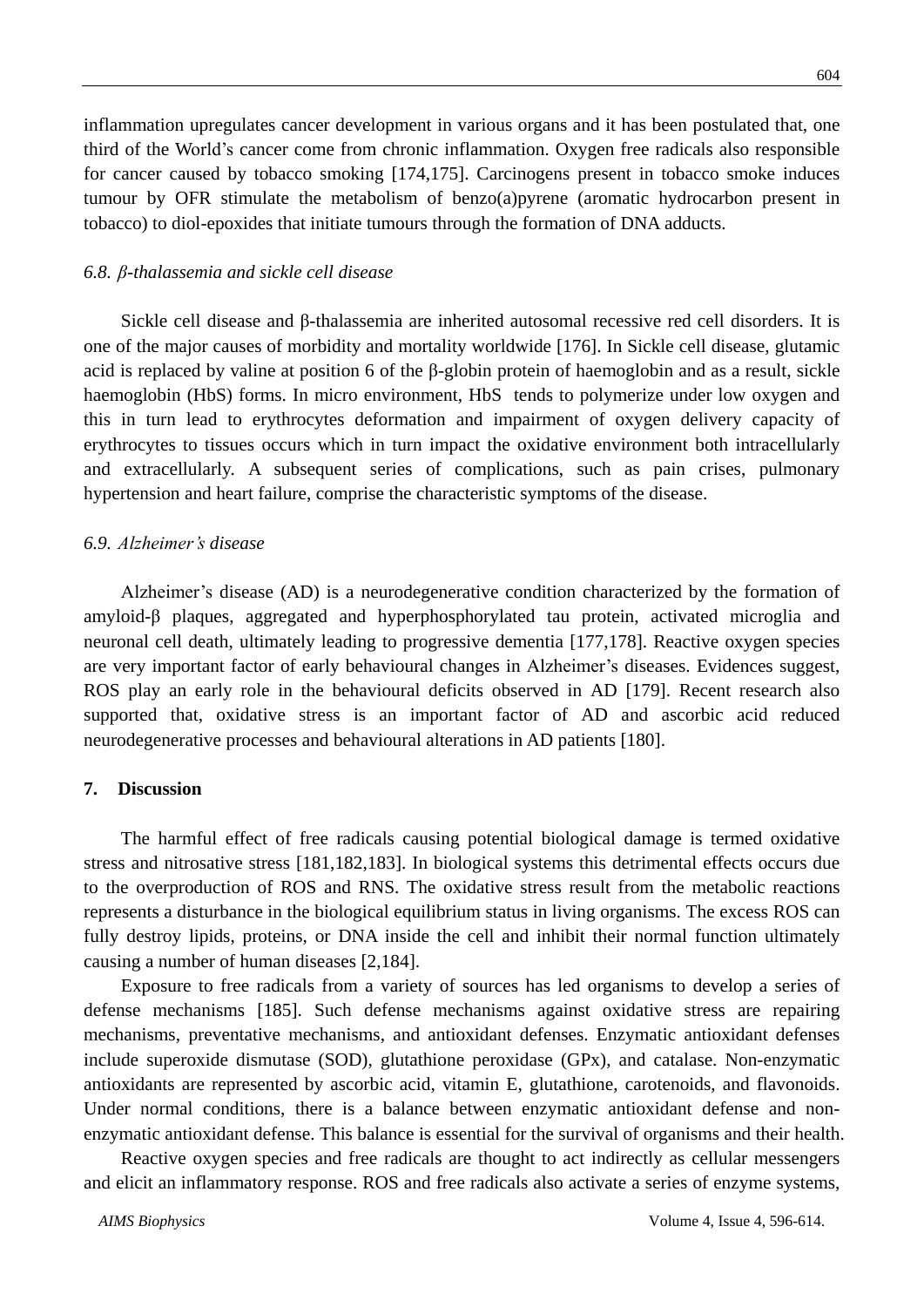inflammation upregulates cancer development in various organs and it has been postulated that, one third of the World's cancer come from chronic inflammation. Oxygen free radicals also responsible for cancer caused by tobacco smoking [174,175]. Carcinogens present in tobacco smoke induces tumour by OFR stimulate the metabolism of benzo(a)pyrene (aromatic hydrocarbon present in tobacco) to diol-epoxides that initiate tumours through the formation of DNA adducts.

### *6.8. β-thalassemia and sickle cell disease*

Sickle cell disease and β-thalassemia are inherited autosomal recessive red cell disorders. It is one of the major causes of morbidity and mortality worldwide [176]. In Sickle cell disease, glutamic acid is replaced by valine at position 6 of the β-globin protein of haemoglobin and as a result, sickle haemoglobin (HbS) forms. In micro environment, HbS tends to polymerize under low oxygen and this in turn lead to erythrocytes deformation and impairment of oxygen delivery capacity of erythrocytes to tissues occurs which in turn impact the oxidative environment both intracellularly and extracellularly. A subsequent series of complications, such as pain crises, pulmonary hypertension and heart failure, comprise the characteristic symptoms of the disease.

### *6.9. Alzheimer's disease*

Alzheimer's disease (AD) is a neurodegenerative condition characterized by the formation of amyloid-β plaques, aggregated and hyperphosphorylated tau protein, activated microglia and neuronal cell death, ultimately leading to progressive dementia [177,178]. Reactive oxygen species are very important factor of early behavioural changes in Alzheimer's diseases. Evidences suggest, ROS play an early role in the behavioural deficits observed in AD [179]. Recent research also supported that, oxidative stress is an important factor of AD and ascorbic acid reduced neurodegenerative processes and behavioural alterations in AD patients [180].

## 7. Discussion

The harmful effect of free radicals causing potential biological damage is termed oxidative stress and nitrosative stress [181,182,183]. In biological systems this detrimental effects occurs due to the overproduction of ROS and RNS. The oxidative stress result from the metabolic reactions represents a disturbance in the biological equilibrium status in living organisms. The excess ROS can fully destroy lipids, proteins, or DNA inside the cell and inhibit their normal function ultimately causing a number of human diseases [2,184].

Exposure to free radicals from a variety of sources has led organisms to develop a series of defense mechanisms [185]. Such defense mechanisms against oxidative stress are repairing mechanisms, preventative mechanisms, and antioxidant defenses. Enzymatic antioxidant defenses include superoxide dismutase (SOD), glutathione peroxidase (GPx), and catalase. Non-enzymatic antioxidants are represented by ascorbic acid, vitamin E, glutathione, carotenoids, and flavonoids. Under normal conditions, there is a balance between enzymatic antioxidant defense and non-enzymatic antioxidant defense. This balance is essential for the survival of organisms and their health.

Reactive oxygen species and free radicals are thought to act indirectly as cellular messengers and elicit an inflammatory response. ROS and free radicals also activate a series of enzyme systems,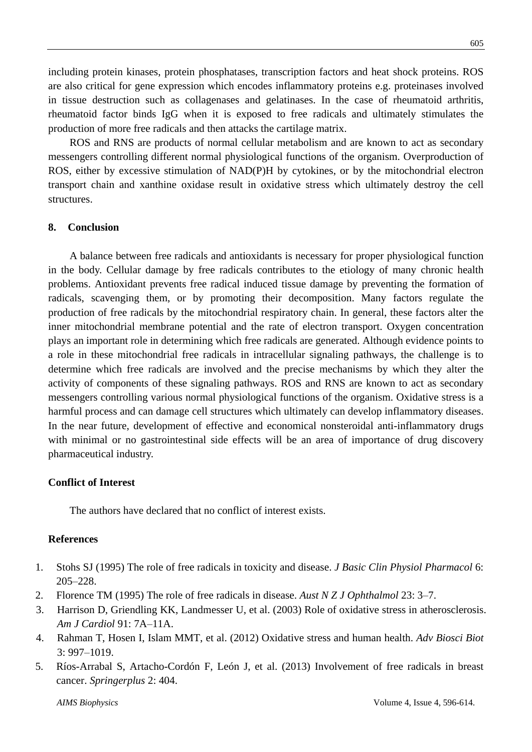including protein kinases, protein phosphatases, transcription factors and heat shock proteins. ROS are also critical for gene expression which encodes inflammatory proteins e.g. proteinases involved in tissue destruction such as collagenases and gelatinases. In the case of rheumatoid arthritis, rheumatoid factor binds IgG when it is exposed to free radicals and ultimately stimulates the production of more free radicals and then attacks the cartilage matrix.

ROS and RNS are products of normal cellular metabolism and are known to act as secondary messengers controlling different normal physiological functions of the organism. Overproduction of ROS, either by excessive stimulation of NAD(P)H by cytokines, or by the mitochondrial electron transport chain and xanthine oxidase result in oxidative stress which ultimately destroy the cell structures.

## 8. Conclusion

A balance between free radicals and antioxidants is necessary for proper physiological function in the body. Cellular damage by free radicals contributes to the etiology of many chronic health problems. Antioxidant prevents free radical induced tissue damage by preventing the formation of radicals, scavenging them, or by promoting their decomposition. Many factors regulate the production of free radicals by the mitochondrial respiratory chain. In general, these factors alter the inner mitochondrial membrane potential and the rate of electron transport. Oxygen concentration plays an important role in determining which free radicals are generated. Although evidence points to a role in these mitochondrial free radicals in intracellular signaling pathways, the challenge is to determine which free radicals are involved and the precise mechanisms by which they alter the activity of components of these signaling pathways. ROS and RNS are known to act as secondary messengers controlling various normal physiological functions of the organism. Oxidative stress is a harmful process and can damage cell structures which ultimately can develop inflammatory diseases. In the near future, development of effective and economical nonsteroidal anti-inflammatory drugs with minimal or no gastrointestinal side effects will be an area of importance of drug discovery pharmaceutical industry.

## Conflict of Interest

The authors have declared that no conflict of interest exists.

## References

1. Stohs SJ (1995) The role of free radicals in toxicity and disease. *J Basic Clin Physiol Pharmacol* 6: 205–228.
2. Florence TM (1995) The role of free radicals in disease. *Aust N Z J Ophthalmol* 23: 3–7.
3. Harrison D, Griendling KK, Landmesser U, et al. (2003) Role of oxidative stress in atherosclerosis. *Am J Cardiol* 91: 7A–11A.
4. Rahman T, Hosen I, Islam MMT, et al. (2012) Oxidative stress and human health. *Adv Biosci Biot* 3: 997–1019.
5. Ríos-Arrabal S, Artacho-Cordón F, León J, et al. (2013) Involvement of free radicals in breast cancer. *Springerplus* 2: 404.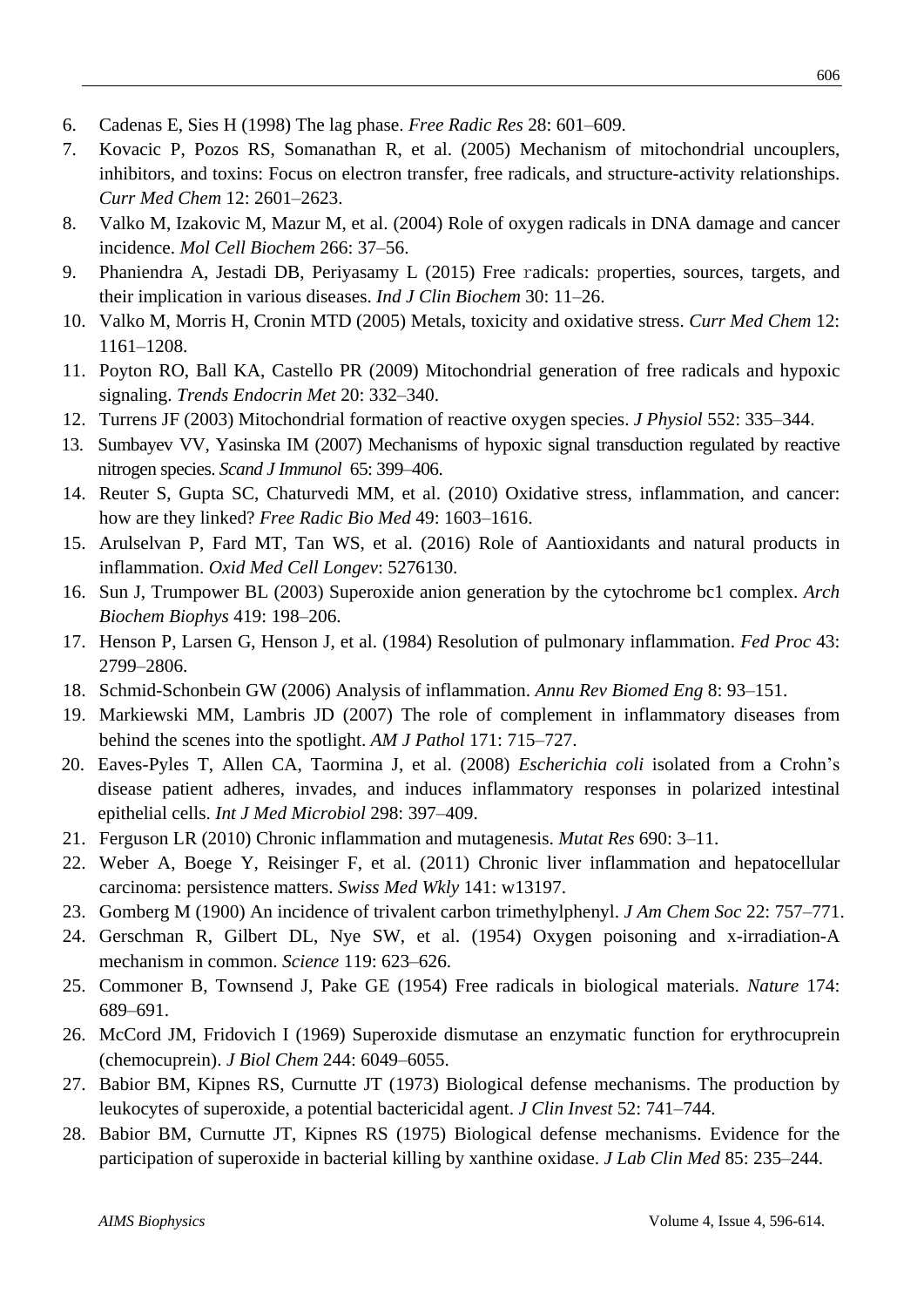6. Cadenas E, Sies H (1998) The lag phase. *Free Radic Res* 28: 601–609.
7. Kovacic P, Pozos RS, Somanathan R, et al. (2005) Mechanism of mitochondrial uncouplers, inhibitors, and toxins: Focus on electron transfer, free radicals, and structure-activity relationships. *Curr Med Chem* 12: 2601–2623.
8. Valko M, Izakovic M, Mazur M, et al. (2004) Role of oxygen radicals in DNA damage and cancer incidence. *Mol Cell Biochem* 266: 37–56.
9. Phaniendra A, Jestadi DB, Periyasamy L (2015) Free radicals: properties, sources, targets, and their implication in various diseases. *Ind J Clin Biochem* 30: 11–26.
10. Valko M, Morris H, Cronin MTD (2005) Metals, toxicity and oxidative stress. *Curr Med Chem* 12: 1161–1208.
11. Poyton RO, Ball KA, Castello PR (2009) Mitochondrial generation of free radicals and hypoxic signaling. *Trends Endocrin Met* 20: 332–340.
12. Turrens JF (2003) Mitochondrial formation of reactive oxygen species. *J Physiol* 552: 335–344.
13. Sumbayev VV, Yasinska IM (2007) Mechanisms of hypoxic signal transduction regulated by reactive nitrogen species. *Scand J Immunol* 65: 399–406.
14. Reuter S, Gupta SC, Chaturvedi MM, et al. (2010) Oxidative stress, inflammation, and cancer: how are they linked? *Free Radic Bio Med* 49: 1603–1616.
15. Arulselvan P, Fard MT, Tan WS, et al. (2016) Role of Aantioxidants and natural products in inflammation. *Oxid Med Cell Longev*: 5276130.
16. Sun J, Trumpower BL (2003) Superoxide anion generation by the cytochrome bc1 complex. *Arch Biochem Biophys* 419: 198–206.
17. Henson P, Larsen G, Henson J, et al. (1984) Resolution of pulmonary inflammation. *Fed Proc* 43: 2799–2806.
18. Schmid-Schonbein GW (2006) Analysis of inflammation. *Annu Rev Biomed Eng* 8: 93–151.
19. Markiewski MM, Lambris JD (2007) The role of complement in inflammatory diseases from behind the scenes into the spotlight. *AM J Pathol* 171: 715–727.
20. Eaves-Pyles T, Allen CA, Taormina J, et al. (2008) *Escherichia coli* isolated from a Crohn's disease patient adheres, invades, and induces inflammatory responses in polarized intestinal epithelial cells. *Int J Med Microbiol* 298: 397–409.
21. Ferguson LR (2010) Chronic inflammation and mutagenesis. *Mutat Res* 690: 3–11.
22. Weber A, Boege Y, Reisinger F, et al. (2011) Chronic liver inflammation and hepatocellular carcinoma: persistence matters. *Swiss Med Wkly* 141: w13197.
23. Gomberg M (1900) An incidence of trivalent carbon trimethylphenyl. *J Am Chem Soc* 22: 757–771.
24. Gerschman R, Gilbert DL, Nye SW, et al. (1954) Oxygen poisoning and x-irradiation-A mechanism in common. *Science* 119: 623–626.
25. Commoner B, Townsend J, Pake GE (1954) Free radicals in biological materials. *Nature* 174: 689–691.
26. McCord JM, Fridovich I (1969) Superoxide dismutase an enzymatic function for erythrocuprein (chemocuprein). *J Biol Chem* 244: 6049–6055.
27. Babior BM, Kipnes RS, Curnutte JT (1973) Biological defense mechanisms. The production by leukocytes of superoxide, a potential bactericidal agent. *J Clin Invest* 52: 741–744.
28. Babior BM, Curnutte JT, Kipnes RS (1975) Biological defense mechanisms. Evidence for the participation of superoxide in bacterial killing by xanthine oxidase. *J Lab Clin Med* 85: 235–244.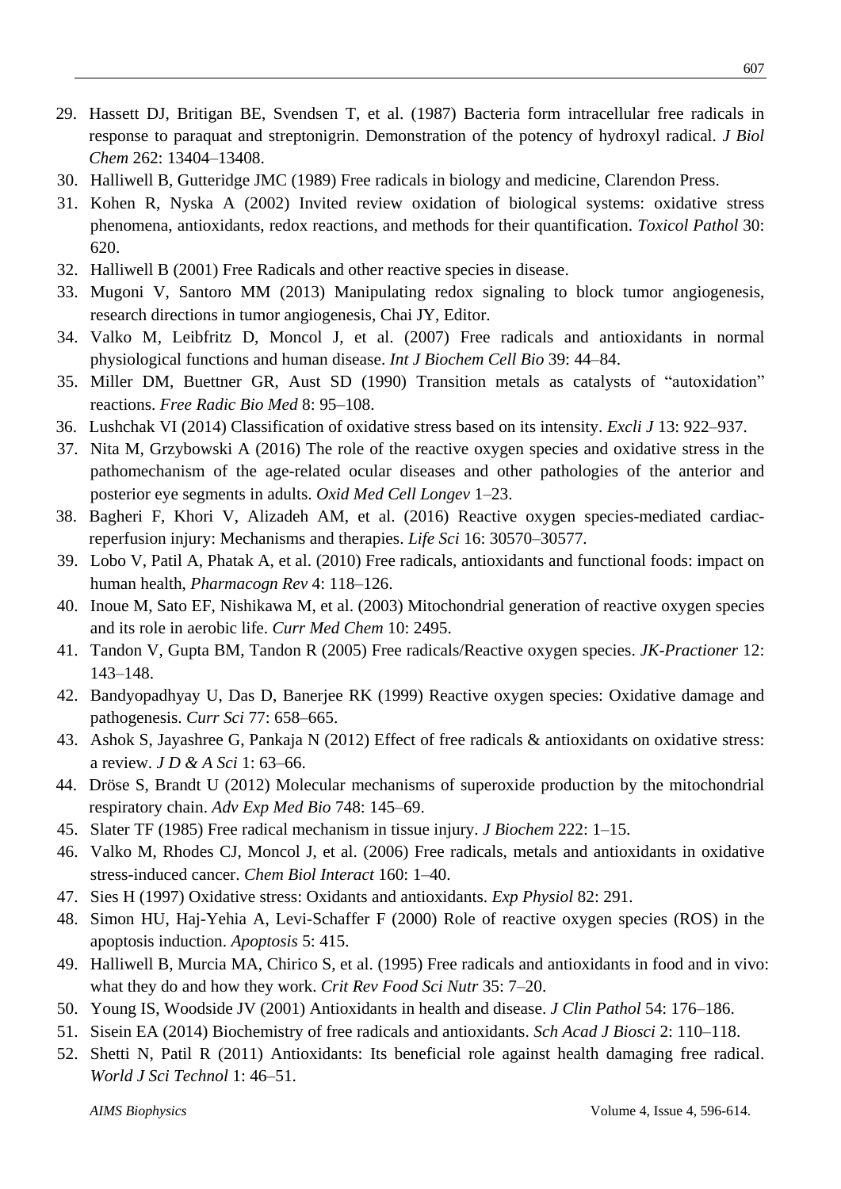29. Hassett DJ, Britigan BE, Svendsen T, et al. (1987) Bacteria form intracellular free radicals in response to paraquat and streptonigrin. Demonstration of the potency of hydroxyl radical. *J Biol Chem* 262: 13404–13408.
30. Halliwell B, Gutteridge JMC (1989) Free radicals in biology and medicine, Clarendon Press.
31. Kohen R, Nyska A (2002) Invited review oxidation of biological systems: oxidative stress phenomena, antioxidants, redox reactions, and methods for their quantification. *Toxicol Pathol* 30: 620.
32. Halliwell B (2001) Free Radicals and other reactive species in disease.
33. Mugoni V, Santoro MM (2013) Manipulating redox signaling to block tumor angiogenesis, research directions in tumor angiogenesis, Chai JY, Editor.
34. Valko M, Leibfritz D, Moncol J, et al. (2007) Free radicals and antioxidants in normal physiological functions and human disease. *Int J Biochem Cell Bio* 39: 44–84.
35. Miller DM, Buettner GR, Aust SD (1990) Transition metals as catalysts of "autoxidation" reactions. *Free Radic Bio Med* 8: 95–108.
36. Lushchak VI (2014) Classification of oxidative stress based on its intensity. *Excli J* 13: 922–937.
37. Nita M, Grzybowski A (2016) The role of the reactive oxygen species and oxidative stress in the pathomechanism of the age-related ocular diseases and other pathologies of the anterior and posterior eye segments in adults. *Oxid Med Cell Longev* 1–23.
38. Bagheri F, Khori V, Alizadeh AM, et al. (2016) Reactive oxygen species-mediated cardiac-reperfusion injury: Mechanisms and therapies. *Life Sci* 16: 30570–30577.
39. Lobo V, Patil A, Phatak A, et al. (2010) Free radicals, antioxidants and functional foods: impact on human health, *Pharmacogn Rev* 4: 118–126.
40. Inoue M, Sato EF, Nishikawa M, et al. (2003) Mitochondrial generation of reactive oxygen species and its role in aerobic life. *Curr Med Chem* 10: 2495.
41. Tandon V, Gupta BM, Tandon R (2005) Free radicals/Reactive oxygen species. *JK-Practioner* 12: 143–148.
42. Bandyopadhyay U, Das D, Banerjee RK (1999) Reactive oxygen species: Oxidative damage and pathogenesis. *Curr Sci* 77: 658–665.
43. Ashok S, Jayashree G, Pankaja N (2012) Effect of free radicals & antioxidants on oxidative stress: a review. *J D & A Sci* 1: 63–66.
44. Dröse S, Brandt U (2012) Molecular mechanisms of superoxide production by the mitochondrial respiratory chain. *Adv Exp Med Bio* 748: 145–69.
45. Slater TF (1985) Free radical mechanism in tissue injury. *J Biochem* 222: 1–15.
46. Valko M, Rhodes CJ, Moncol J, et al. (2006) Free radicals, metals and antioxidants in oxidative stress-induced cancer. *Chem Biol Interact* 160: 1–40.
47. Sies H (1997) Oxidative stress: Oxidants and antioxidants. *Exp Physiol* 82: 291.
48. Simon HU, Haj-Yehia A, Levi-Schaffer F (2000) Role of reactive oxygen species (ROS) in the apoptosis induction. *Apoptosis* 5: 415.
49. Halliwell B, Murcia MA, Chirico S, et al. (1995) Free radicals and antioxidants in food and in vivo: what they do and how they work. *Crit Rev Food Sci Nutr* 35: 7–20.
50. Young IS, Woodside JV (2001) Antioxidants in health and disease. *J Clin Pathol* 54: 176–186.
51. Sisein EA (2014) Biochemistry of free radicals and antioxidants. *Sch Acad J Biosci* 2: 110–118.
52. Shetti N, Patil R (2011) Antioxidants: Its beneficial role against health damaging free radical. *World J Sci Technol* 1: 46–51.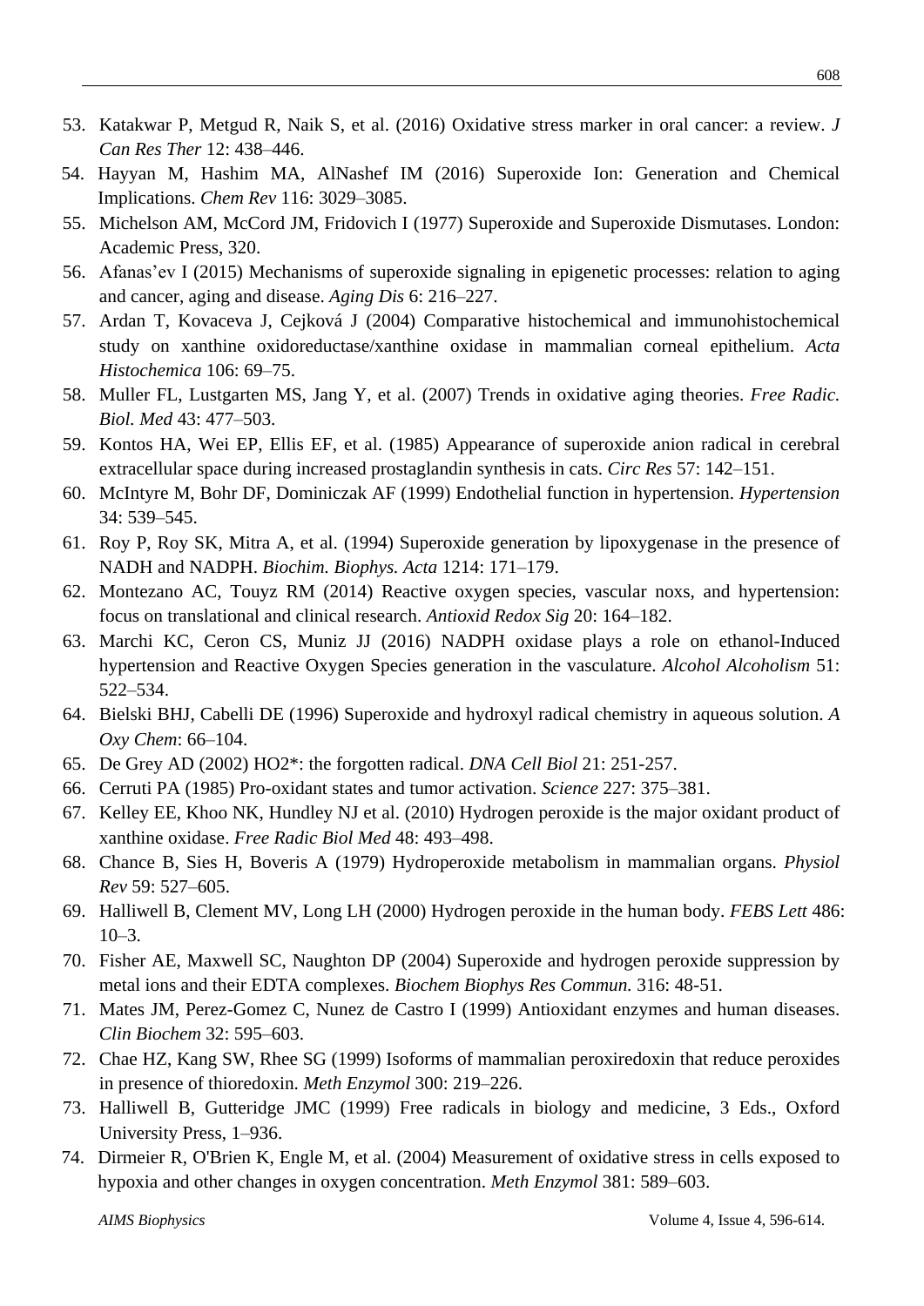53. Katakwar P, Metgud R, Naik S, et al. (2016) Oxidative stress marker in oral cancer: a review. *J Can Res Ther* 12: 438–446.
54. Hayyan M, Hashim MA, AlNashef IM (2016) Superoxide Ion: Generation and Chemical Implications. *Chem Rev* 116: 3029–3085.
55. Michelson AM, McCord JM, Fridovich I (1977) Superoxide and Superoxide Dismutases. London: Academic Press, 320.
56. Afanas'ev I (2015) Mechanisms of superoxide signaling in epigenetic processes: relation to aging and cancer, aging and disease. *Aging Dis* 6: 216–227.
57. Ardan T, Kovaceva J, Cejková J (2004) Comparative histochemical and immunohistochemical study on xanthine oxidoreductase/xanthine oxidase in mammalian corneal epithelium. *Acta Histochemica* 106: 69–75.
58. Muller FL, Lustgarten MS, Jang Y, et al. (2007) Trends in oxidative aging theories. *Free Radic. Biol. Med* 43: 477–503.
59. Kontos HA, Wei EP, Ellis EF, et al. (1985) Appearance of superoxide anion radical in cerebral extracellular space during increased prostaglandin synthesis in cats. *Circ Res* 57: 142–151.
60. McIntyre M, Bohr DF, Dominiczak AF (1999) Endothelial function in hypertension. *Hypertension* 34: 539–545.
61. Roy P, Roy SK, Mitra A, et al. (1994) Superoxide generation by lipoxygenase in the presence of NADH and NADPH. *Biochim. Biophys. Acta* 1214: 171–179.
62. Montezano AC, Touyz RM (2014) Reactive oxygen species, vascular noxs, and hypertension: focus on translational and clinical research. *Antioxid Redox Sig* 20: 164–182.
63. Marchi KC, Ceron CS, Muniz JJ (2016) NADPH oxidase plays a role on ethanol-Induced hypertension and Reactive Oxygen Species generation in the vasculature. *Alcohol Alcoholism* 51: 522–534.
64. Bielski BHJ, Cabelli DE (1996) Superoxide and hydroxyl radical chemistry in aqueous solution. *A Oxy Chem*: 66–104.
65. De Grey AD (2002) HO2*: the forgotten radical. *DNA Cell Biol* 21: 251-257.
66. Cerruti PA (1985) Pro-oxidant states and tumor activation. *Science* 227: 375–381.
67. Kelley EE, Khoo NK, Hundley NJ et al. (2010) Hydrogen peroxide is the major oxidant product of xanthine oxidase. *Free Radic Biol Med* 48: 493–498.
68. Chance B, Sies H, Boveris A (1979) Hydroperoxide metabolism in mammalian organs. *Physiol Rev* 59: 527–605.
69. Halliwell B, Clement MV, Long LH (2000) Hydrogen peroxide in the human body. *FEBS Lett* 486: 10–3.
70. Fisher AE, Maxwell SC, Naughton DP (2004) Superoxide and hydrogen peroxide suppression by metal ions and their EDTA complexes. *Biochem Biophys Res Commun.* 316: 48-51.
71. Mates JM, Perez-Gomez C, Nunez de Castro I (1999) Antioxidant enzymes and human diseases. *Clin Biochem* 32: 595–603.
72. Chae HZ, Kang SW, Rhee SG (1999) Isoforms of mammalian peroxiredoxin that reduce peroxides in presence of thioredoxin. *Meth Enzymol* 300: 219–226.
73. Halliwell B, Gutteridge JMC (1999) Free radicals in biology and medicine, 3 Eds., Oxford University Press, 1–936.
74. Dirmeier R, O'Brien K, Engle M, et al. (2004) Measurement of oxidative stress in cells exposed to hypoxia and other changes in oxygen concentration. *Meth Enzymol* 381: 589–603.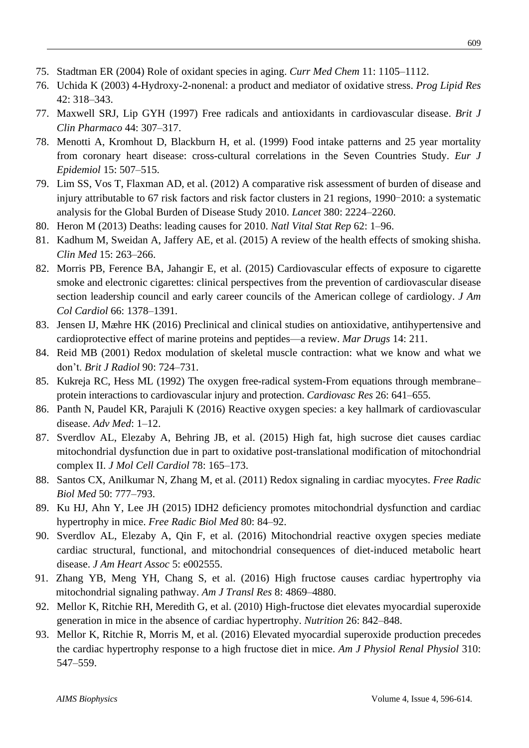75. Stadtman ER (2004) Role of oxidant species in aging. *Curr Med Chem* 11: 1105–1112.
76. Uchida K (2003) 4-Hydroxy-2-nonenal: a product and mediator of oxidative stress. *Prog Lipid Res* 42: 318–343.
77. Maxwell SRJ, Lip GYH (1997) Free radicals and antioxidants in cardiovascular disease. *Brit J Clin Pharmaco* 44: 307–317.
78. Menotti A, Kromhout D, Blackburn H, et al. (1999) Food intake patterns and 25 year mortality from coronary heart disease: cross-cultural correlations in the Seven Countries Study. *Eur J Epidemiol* 15: 507–515.
79. Lim SS, Vos T, Flaxman AD, et al. (2012) A comparative risk assessment of burden of disease and injury attributable to 67 risk factors and risk factor clusters in 21 regions, 1990−2010: a systematic analysis for the Global Burden of Disease Study 2010. *Lancet* 380: 2224–2260.
80. Heron M (2013) Deaths: leading causes for 2010. *Natl Vital Stat Rep* 62: 1–96.
81. Kadhum M, Sweidan A, Jaffery AE, et al. (2015) A review of the health effects of smoking shisha. *Clin Med* 15: 263–266.
82. Morris PB, Ference BA, Jahangir E, et al. (2015) Cardiovascular effects of exposure to cigarette smoke and electronic cigarettes: clinical perspectives from the prevention of cardiovascular disease section leadership council and early career councils of the American college of cardiology. *J Am Col Cardiol* 66: 1378–1391.
83. Jensen IJ, Mæhre HK (2016) Preclinical and clinical studies on antioxidative, antihypertensive and cardioprotective effect of marine proteins and peptides—a review. *Mar Drugs* 14: 211.
84. Reid MB (2001) Redox modulation of skeletal muscle contraction: what we know and what we don't. *Brit J Radiol* 90: 724–731.
85. Kukreja RC, Hess ML (1992) The oxygen free-radical system-From equations through membrane–protein interactions to cardiovascular injury and protection. *Cardiovasc Res* 26: 641–655.
86. Panth N, Paudel KR, Parajuli K (2016) Reactive oxygen species: a key hallmark of cardiovascular disease. *Adv Med*: 1–12.
87. Sverdlov AL, Elezaby A, Behring JB, et al. (2015) High fat, high sucrose diet causes cardiac mitochondrial dysfunction due in part to oxidative post-translational modification of mitochondrial complex II. *J Mol Cell Cardiol* 78: 165–173.
88. Santos CX, Anilkumar N, Zhang M, et al. (2011) Redox signaling in cardiac myocytes. *Free Radic Biol Med* 50: 777–793.
89. Ku HJ, Ahn Y, Lee JH (2015) IDH2 deficiency promotes mitochondrial dysfunction and cardiac hypertrophy in mice. *Free Radic Biol Med* 80: 84–92.
90. Sverdlov AL, Elezaby A, Qin F, et al. (2016) Mitochondrial reactive oxygen species mediate cardiac structural, functional, and mitochondrial consequences of diet-induced metabolic heart disease. *J Am Heart Assoc* 5: e002555.
91. Zhang YB, Meng YH, Chang S, et al. (2016) High fructose causes cardiac hypertrophy via mitochondrial signaling pathway. *Am J Transl Res* 8: 4869–4880.
92. Mellor K, Ritchie RH, Meredith G, et al. (2010) High-fructose diet elevates myocardial superoxide generation in mice in the absence of cardiac hypertrophy. *Nutrition* 26: 842–848.
93. Mellor K, Ritchie R, Morris M, et al. (2016) Elevated myocardial superoxide production precedes the cardiac hypertrophy response to a high fructose diet in mice. *Am J Physiol Renal Physiol* 310: 547–559.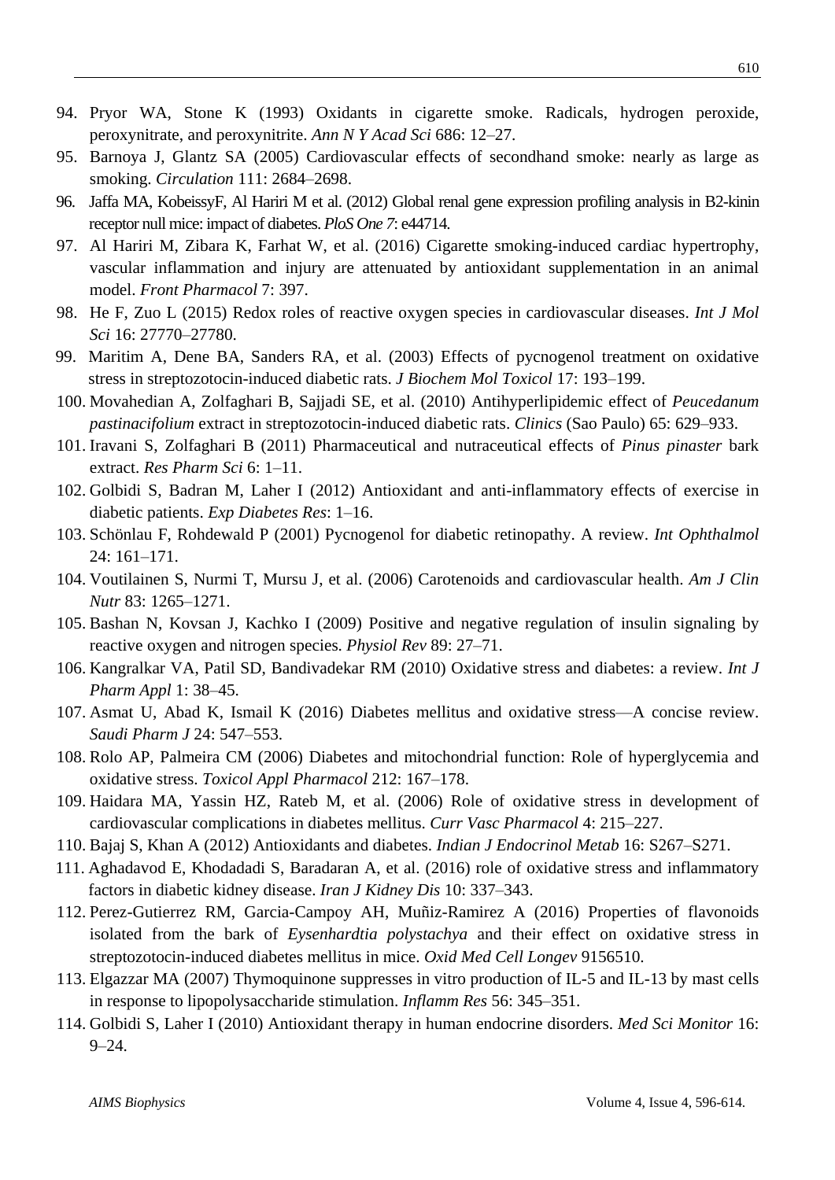94. Pryor WA, Stone K (1993) Oxidants in cigarette smoke. Radicals, hydrogen peroxide, peroxynitrate, and peroxynitrite. *Ann N Y Acad Sci* 686: 12–27.
95. Barnoya J, Glantz SA (2005) Cardiovascular effects of secondhand smoke: nearly as large as smoking. *Circulation* 111: 2684–2698.
96. Jaffa MA, KobeissyF, Al Hariri M et al. (2012) Global renal gene expression profiling analysis in B2-kinin receptor null mice: impact of diabetes. *PloS One 7*: e44714.
97. Al Hariri M, Zibara K, Farhat W, et al. (2016) Cigarette smoking-induced cardiac hypertrophy, vascular inflammation and injury are attenuated by antioxidant supplementation in an animal model. *Front Pharmacol* 7: 397.
98. He F, Zuo L (2015) Redox roles of reactive oxygen species in cardiovascular diseases. *Int J Mol Sci* 16: 27770–27780.
99. Maritim A, Dene BA, Sanders RA, et al. (2003) Effects of pycnogenol treatment on oxidative stress in streptozotocin-induced diabetic rats. *J Biochem Mol Toxicol* 17: 193–199.
100. Movahedian A, Zolfaghari B, Sajjadi SE, et al. (2010) Antihyperlipidemic effect of *Peucedanum pastinacifolium* extract in streptozotocin-induced diabetic rats. *Clinics* (Sao Paulo) 65: 629–933.
101. Iravani S, Zolfaghari B (2011) Pharmaceutical and nutraceutical effects of *Pinus pinaster* bark extract. *Res Pharm Sci* 6: 1–11.
102. Golbidi S, Badran M, Laher I (2012) Antioxidant and anti-inflammatory effects of exercise in diabetic patients. *Exp Diabetes Res*: 1–16.
103. Schönlau F, Rohdewald P (2001) Pycnogenol for diabetic retinopathy. A review. *Int Ophthalmol* 24: 161–171.
104. Voutilainen S, Nurmi T, Mursu J, et al. (2006) Carotenoids and cardiovascular health. *Am J Clin Nutr* 83: 1265–1271.
105. Bashan N, Kovsan J, Kachko I (2009) Positive and negative regulation of insulin signaling by reactive oxygen and nitrogen species. *Physiol Rev* 89: 27–71.
106. Kangralkar VA, Patil SD, Bandivadekar RM (2010) Oxidative stress and diabetes: a review. *Int J Pharm Appl* 1: 38–45.
107. Asmat U, Abad K, Ismail K (2016) Diabetes mellitus and oxidative stress—A concise review. *Saudi Pharm J* 24: 547–553.
108. Rolo AP, Palmeira CM (2006) Diabetes and mitochondrial function: Role of hyperglycemia and oxidative stress. *Toxicol Appl Pharmacol* 212: 167–178.
109. Haidara MA, Yassin HZ, Rateb M, et al. (2006) Role of oxidative stress in development of cardiovascular complications in diabetes mellitus. *Curr Vasc Pharmacol* 4: 215–227.
110. Bajaj S, Khan A (2012) Antioxidants and diabetes. *Indian J Endocrinol Metab* 16: S267–S271.
111. Aghadavod E, Khodadadi S, Baradaran A, et al. (2016) role of oxidative stress and inflammatory factors in diabetic kidney disease. *Iran J Kidney Dis* 10: 337–343.
112. Perez-Gutierrez RM, Garcia-Campoy AH, Muñiz-Ramirez A (2016) Properties of flavonoids isolated from the bark of *Eysenhardtia polystachya* and their effect on oxidative stress in streptozotocin-induced diabetes mellitus in mice. *Oxid Med Cell Longev* 9156510.
113. Elgazzar MA (2007) Thymoquinone suppresses in vitro production of IL-5 and IL-13 by mast cells in response to lipopolysaccharide stimulation. *Inflamm Res* 56: 345–351.
114. Golbidi S, Laher I (2010) Antioxidant therapy in human endocrine disorders. *Med Sci Monitor* 16: 9–24.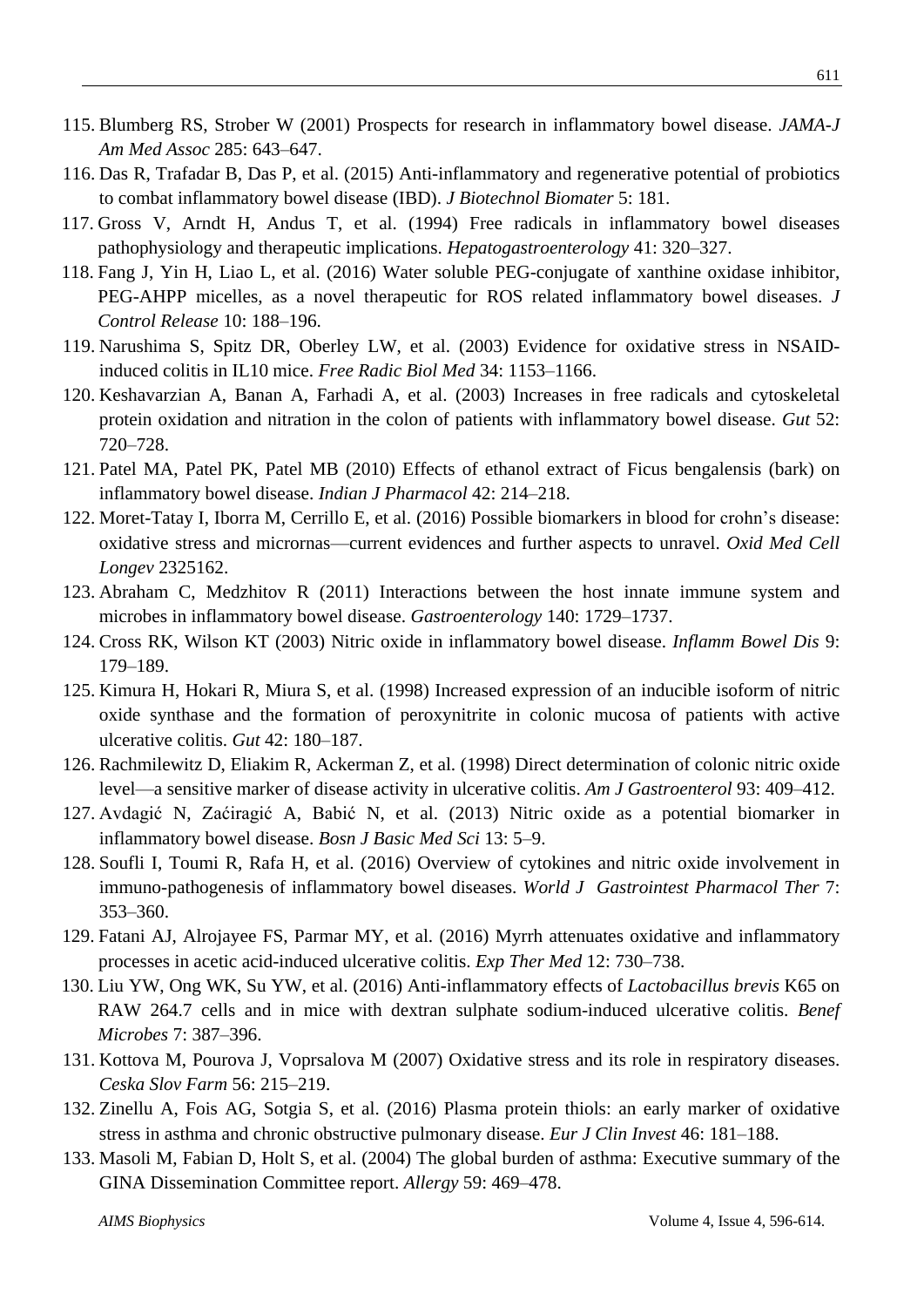115. Blumberg RS, Strober W (2001) Prospects for research in inflammatory bowel disease. *JAMA-J Am Med Assoc* 285: 643–647.
116. Das R, Trafadar B, Das P, et al. (2015) Anti-inflammatory and regenerative potential of probiotics to combat inflammatory bowel disease (IBD). *J Biotechnol Biomater* 5: 181.
117. Gross V, Arndt H, Andus T, et al. (1994) Free radicals in inflammatory bowel diseases pathophysiology and therapeutic implications. *Hepatogastroenterology* 41: 320–327.
118. Fang J, Yin H, Liao L, et al. (2016) Water soluble PEG-conjugate of xanthine oxidase inhibitor, PEG-AHPP micelles, as a novel therapeutic for ROS related inflammatory bowel diseases. *J Control Release* 10: 188–196.
119. Narushima S, Spitz DR, Oberley LW, et al. (2003) Evidence for oxidative stress in NSAID-induced colitis in IL10 mice. *Free Radic Biol Med* 34: 1153–1166.
120. Keshavarzian A, Banan A, Farhadi A, et al. (2003) Increases in free radicals and cytoskeletal protein oxidation and nitration in the colon of patients with inflammatory bowel disease. *Gut* 52: 720–728.
121. Patel MA, Patel PK, Patel MB (2010) Effects of ethanol extract of Ficus bengalensis (bark) on inflammatory bowel disease. *Indian J Pharmacol* 42: 214–218.
122. Moret-Tatay I, Iborra M, Cerrillo E, et al. (2016) Possible biomarkers in blood for crohn's disease: oxidative stress and micrornas—current evidences and further aspects to unravel. *Oxid Med Cell Longev* 2325162.
123. Abraham C, Medzhitov R (2011) Interactions between the host innate immune system and microbes in inflammatory bowel disease. *Gastroenterology* 140: 1729–1737.
124. Cross RK, Wilson KT (2003) Nitric oxide in inflammatory bowel disease. *Inflamm Bowel Dis* 9: 179–189.
125. Kimura H, Hokari R, Miura S, et al. (1998) Increased expression of an inducible isoform of nitric oxide synthase and the formation of peroxynitrite in colonic mucosa of patients with active ulcerative colitis. *Gut* 42: 180–187.
126. Rachmilewitz D, Eliakim R, Ackerman Z, et al. (1998) Direct determination of colonic nitric oxide level—a sensitive marker of disease activity in ulcerative colitis. *Am J Gastroenterol* 93: 409–412.
127. Avdagić N, Zaćiragić A, Babić N, et al. (2013) Nitric oxide as a potential biomarker in inflammatory bowel disease. *Bosn J Basic Med Sci* 13: 5–9.
128. Soufli I, Toumi R, Rafa H, et al. (2016) Overview of cytokines and nitric oxide involvement in immuno-pathogenesis of inflammatory bowel diseases. *World J Gastrointest Pharmacol Ther* 7: 353–360.
129. Fatani AJ, Alrojayee FS, Parmar MY, et al. (2016) Myrrh attenuates oxidative and inflammatory processes in acetic acid-induced ulcerative colitis. *Exp Ther Med* 12: 730–738.
130. Liu YW, Ong WK, Su YW, et al. (2016) Anti-inflammatory effects of *Lactobacillus brevis* K65 on RAW 264.7 cells and in mice with dextran sulphate sodium-induced ulcerative colitis. *Benef Microbes* 7: 387–396.
131. Kottova M, Pourova J, Voprsalova M (2007) Oxidative stress and its role in respiratory diseases. *Ceska Slov Farm* 56: 215–219.
132. Zinellu A, Fois AG, Sotgia S, et al. (2016) Plasma protein thiols: an early marker of oxidative stress in asthma and chronic obstructive pulmonary disease. *Eur J Clin Invest* 46: 181–188.
133. Masoli M, Fabian D, Holt S, et al. (2004) The global burden of asthma: Executive summary of the GINA Dissemination Committee report. *Allergy* 59: 469–478.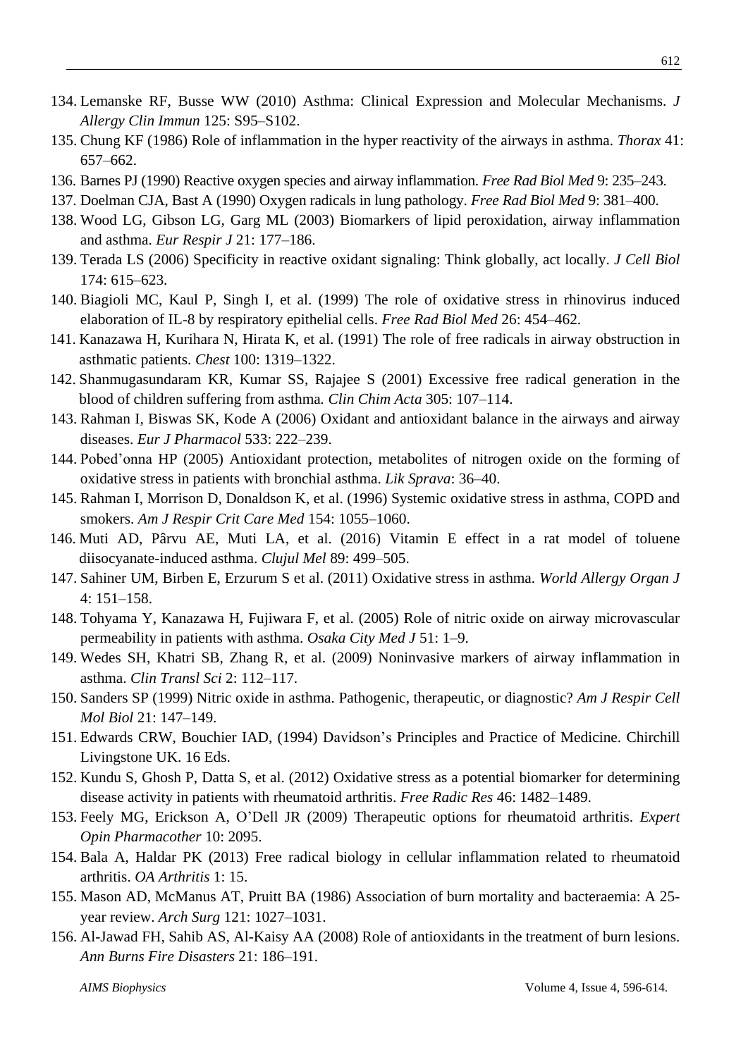134. Lemanske RF, Busse WW (2010) Asthma: Clinical Expression and Molecular Mechanisms. *J Allergy Clin Immun* 125: S95–S102.
135. Chung KF (1986) Role of inflammation in the hyper reactivity of the airways in asthma. *Thorax* 41: 657–662.
136. Barnes PJ (1990) Reactive oxygen species and airway inflammation. *Free Rad Biol Med* 9: 235–243.
137. Doelman CJA, Bast A (1990) Oxygen radicals in lung pathology. *Free Rad Biol Med* 9: 381–400.
138. Wood LG, Gibson LG, Garg ML (2003) Biomarkers of lipid peroxidation, airway inflammation and asthma. *Eur Respir J* 21: 177–186.
139. Terada LS (2006) Specificity in reactive oxidant signaling: Think globally, act locally. *J Cell Biol* 174: 615–623.
140. Biagioli MC, Kaul P, Singh I, et al. (1999) The role of oxidative stress in rhinovirus induced elaboration of IL-8 by respiratory epithelial cells. *Free Rad Biol Med* 26: 454–462.
141. Kanazawa H, Kurihara N, Hirata K, et al. (1991) The role of free radicals in airway obstruction in asthmatic patients. *Chest* 100: 1319–1322.
142. Shanmugasundaram KR, Kumar SS, Rajajee S (2001) Excessive free radical generation in the blood of children suffering from asthma. *Clin Chim Acta* 305: 107–114.
143. Rahman I, Biswas SK, Kode A (2006) Oxidant and antioxidant balance in the airways and airway diseases. *Eur J Pharmacol* 533: 222–239.
144. Pobed'onna HP (2005) Antioxidant protection, metabolites of nitrogen oxide on the forming of oxidative stress in patients with bronchial asthma. *Lik Sprava*: 36–40.
145. Rahman I, Morrison D, Donaldson K, et al. (1996) Systemic oxidative stress in asthma, COPD and smokers. *Am J Respir Crit Care Med* 154: 1055–1060.
146. Muti AD, Pârvu AE, Muti LA, et al. (2016) Vitamin E effect in a rat model of toluene diisocyanate-induced asthma. *Clujul Mel* 89: 499–505.
147. Sahiner UM, Birben E, Erzurum S et al. (2011) Oxidative stress in asthma. *World Allergy Organ J* 4: 151–158.
148. Tohyama Y, Kanazawa H, Fujiwara F, et al. (2005) Role of nitric oxide on airway microvascular permeability in patients with asthma. *Osaka City Med J* 51: 1–9.
149. Wedes SH, Khatri SB, Zhang R, et al. (2009) Noninvasive markers of airway inflammation in asthma. *Clin Transl Sci* 2: 112–117.
150. Sanders SP (1999) Nitric oxide in asthma. Pathogenic, therapeutic, or diagnostic? *Am J Respir Cell Mol Biol* 21: 147–149.
151. Edwards CRW, Bouchier IAD, (1994) Davidson's Principles and Practice of Medicine. Chirchill Livingstone UK. 16 Eds.
152. Kundu S, Ghosh P, Datta S, et al. (2012) Oxidative stress as a potential biomarker for determining disease activity in patients with rheumatoid arthritis. *Free Radic Res* 46: 1482–1489.
153. Feely MG, Erickson A, O'Dell JR (2009) Therapeutic options for rheumatoid arthritis. *Expert Opin Pharmacother* 10: 2095.
154. Bala A, Haldar PK (2013) Free radical biology in cellular inflammation related to rheumatoid arthritis. *OA Arthritis* 1: 15.
155. Mason AD, McManus AT, Pruitt BA (1986) Association of burn mortality and bacteraemia: A 25-year review. *Arch Surg* 121: 1027–1031.
156. Al-Jawad FH, Sahib AS, Al-Kaisy AA (2008) Role of antioxidants in the treatment of burn lesions. *Ann Burns Fire Disasters* 21: 186–191.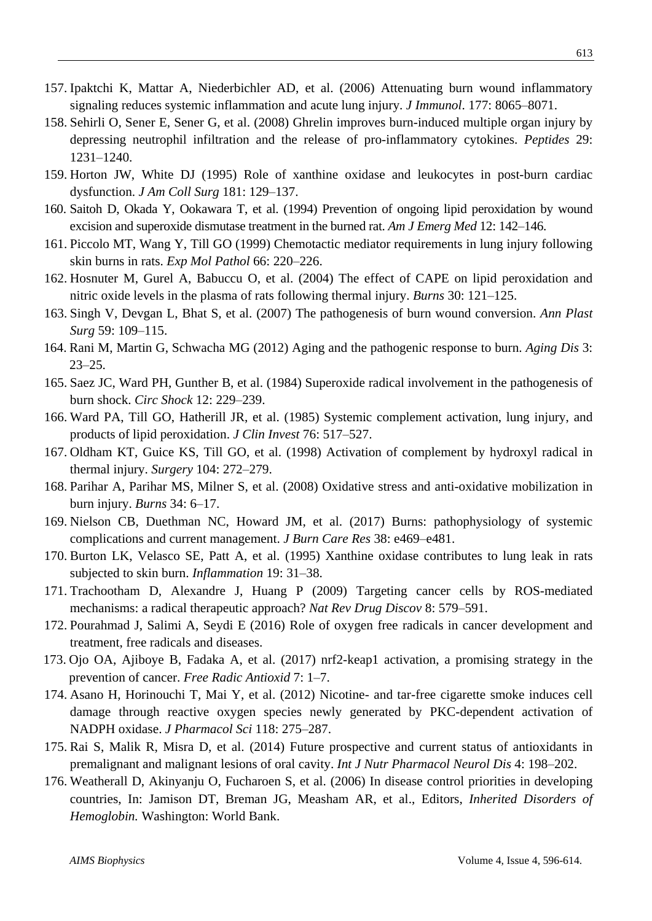157. Ipaktchi K, Mattar A, Niederbichler AD, et al. (2006) Attenuating burn wound inflammatory signaling reduces systemic inflammation and acute lung injury. *J Immunol*. 177: 8065–8071.
158. Sehirli O, Sener E, Sener G, et al. (2008) Ghrelin improves burn-induced multiple organ injury by depressing neutrophil infiltration and the release of pro-inflammatory cytokines. *Peptides* 29: 1231–1240.
159. Horton JW, White DJ (1995) Role of xanthine oxidase and leukocytes in post-burn cardiac dysfunction. *J Am Coll Surg* 181: 129–137.
160. Saitoh D, Okada Y, Ookawara T, et al. (1994) Prevention of ongoing lipid peroxidation by wound excision and superoxide dismutase treatment in the burned rat. *Am J Emerg Med* 12: 142–146.
161. Piccolo MT, Wang Y, Till GO (1999) Chemotactic mediator requirements in lung injury following skin burns in rats. *Exp Mol Pathol* 66: 220–226.
162. Hosnuter M, Gurel A, Babuccu O, et al. (2004) The effect of CAPE on lipid peroxidation and nitric oxide levels in the plasma of rats following thermal injury. *Burns* 30: 121–125.
163. Singh V, Devgan L, Bhat S, et al. (2007) The pathogenesis of burn wound conversion. *Ann Plast Surg* 59: 109–115.
164. Rani M, Martin G, Schwacha MG (2012) Aging and the pathogenic response to burn. *Aging Dis* 3: 23–25.
165. Saez JC, Ward PH, Gunther B, et al. (1984) Superoxide radical involvement in the pathogenesis of burn shock. *Circ Shock* 12: 229–239.
166. Ward PA, Till GO, Hatherill JR, et al. (1985) Systemic complement activation, lung injury, and products of lipid peroxidation. *J Clin Invest* 76: 517–527.
167. Oldham KT, Guice KS, Till GO, et al. (1998) Activation of complement by hydroxyl radical in thermal injury. *Surgery* 104: 272–279.
168. Parihar A, Parihar MS, Milner S, et al. (2008) Oxidative stress and anti-oxidative mobilization in burn injury. *Burns* 34: 6–17.
169. Nielson CB, Duethman NC, Howard JM, et al. (2017) Burns: pathophysiology of systemic complications and current management. *J Burn Care Res* 38: e469–e481.
170. Burton LK, Velasco SE, Patt A, et al. (1995) Xanthine oxidase contributes to lung leak in rats subjected to skin burn. *Inflammation* 19: 31–38.
171. Trachootham D, Alexandre J, Huang P (2009) Targeting cancer cells by ROS-mediated mechanisms: a radical therapeutic approach? *Nat Rev Drug Discov* 8: 579–591.
172. Pourahmad J, Salimi A, Seydi E (2016) Role of oxygen free radicals in cancer development and treatment, free radicals and diseases.
173. Ojo OA, Ajiboye B, Fadaka A, et al. (2017) nrf2-keap1 activation, a promising strategy in the prevention of cancer. *Free Radic Antioxid* 7: 1–7.
174. Asano H, Horinouchi T, Mai Y, et al. (2012) Nicotine- and tar-free cigarette smoke induces cell damage through reactive oxygen species newly generated by PKC-dependent activation of NADPH oxidase. *J Pharmacol Sci* 118: 275–287.
175. Rai S, Malik R, Misra D, et al. (2014) Future prospective and current status of antioxidants in premalignant and malignant lesions of oral cavity. *Int J Nutr Pharmacol Neurol Dis* 4: 198–202.
176. Weatherall D, Akinyanju O, Fucharoen S, et al. (2006) In disease control priorities in developing countries, In: Jamison DT, Breman JG, Measham AR, et al., Editors, *Inherited Disorders of Hemoglobin*. Washington: World Bank.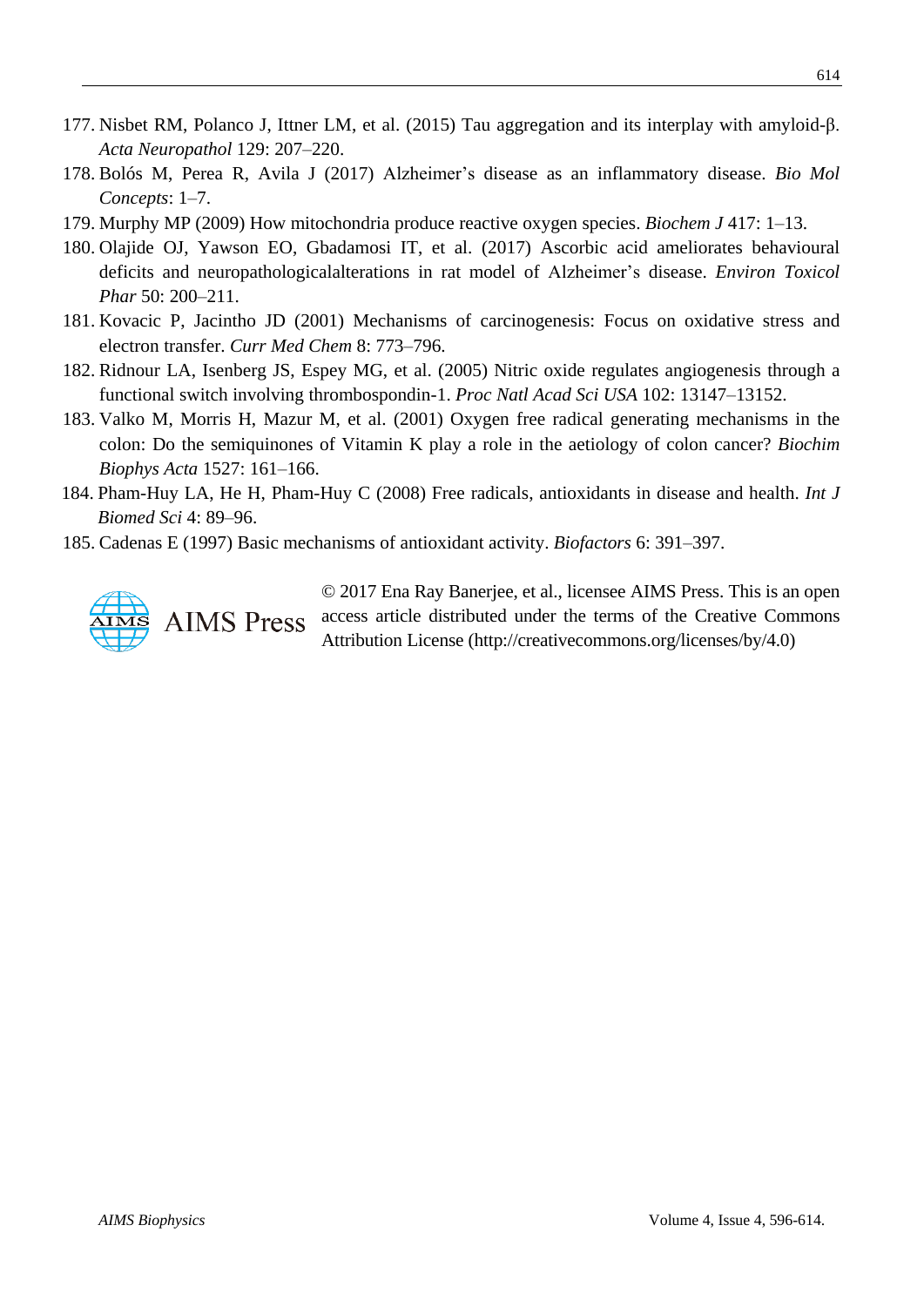177. Nisbet RM, Polanco J, Ittner LM, et al. (2015) Tau aggregation and its interplay with amyloid-β. *Acta Neuropathol* 129: 207–220.
178. Bolós M, Perea R, Avila J (2017) Alzheimer's disease as an inflammatory disease. *Bio Mol Concepts*: 1–7.
179. Murphy MP (2009) How mitochondria produce reactive oxygen species. *Biochem J* 417: 1–13.
180. Olajide OJ, Yawson EO, Gbadamosi IT, et al. (2017) Ascorbic acid ameliorates behavioural deficits and neuropathologicalalterations in rat model of Alzheimer's disease. *Environ Toxicol Phar* 50: 200–211.
181. Kovacic P, Jacintho JD (2001) Mechanisms of carcinogenesis: Focus on oxidative stress and electron transfer. *Curr Med Chem* 8: 773–796.
182. Ridnour LA, Isenberg JS, Espey MG, et al. (2005) Nitric oxide regulates angiogenesis through a functional switch involving thrombospondin-1. *Proc Natl Acad Sci USA* 102: 13147–13152.
183. Valko M, Morris H, Mazur M, et al. (2001) Oxygen free radical generating mechanisms in the colon: Do the semiquinones of Vitamin K play a role in the aetiology of colon cancer? *Biochim Biophys Acta* 1527: 161–166.
184. Pham-Huy LA, He H, Pham-Huy C (2008) Free radicals, antioxidants in disease and health. *Int J Biomed Sci* 4: 89–96.
185. Cadenas E (1997) Basic mechanisms of antioxidant activity. *Biofactors* 6: 391–397.

AIMS Press

© 2017 Ena Ray Banerjee, et al., licensee AIMS Press. This is an open access article distributed under the terms of the Creative Commons Attribution License (http://creativecommons.org/licenses/by/4.0)